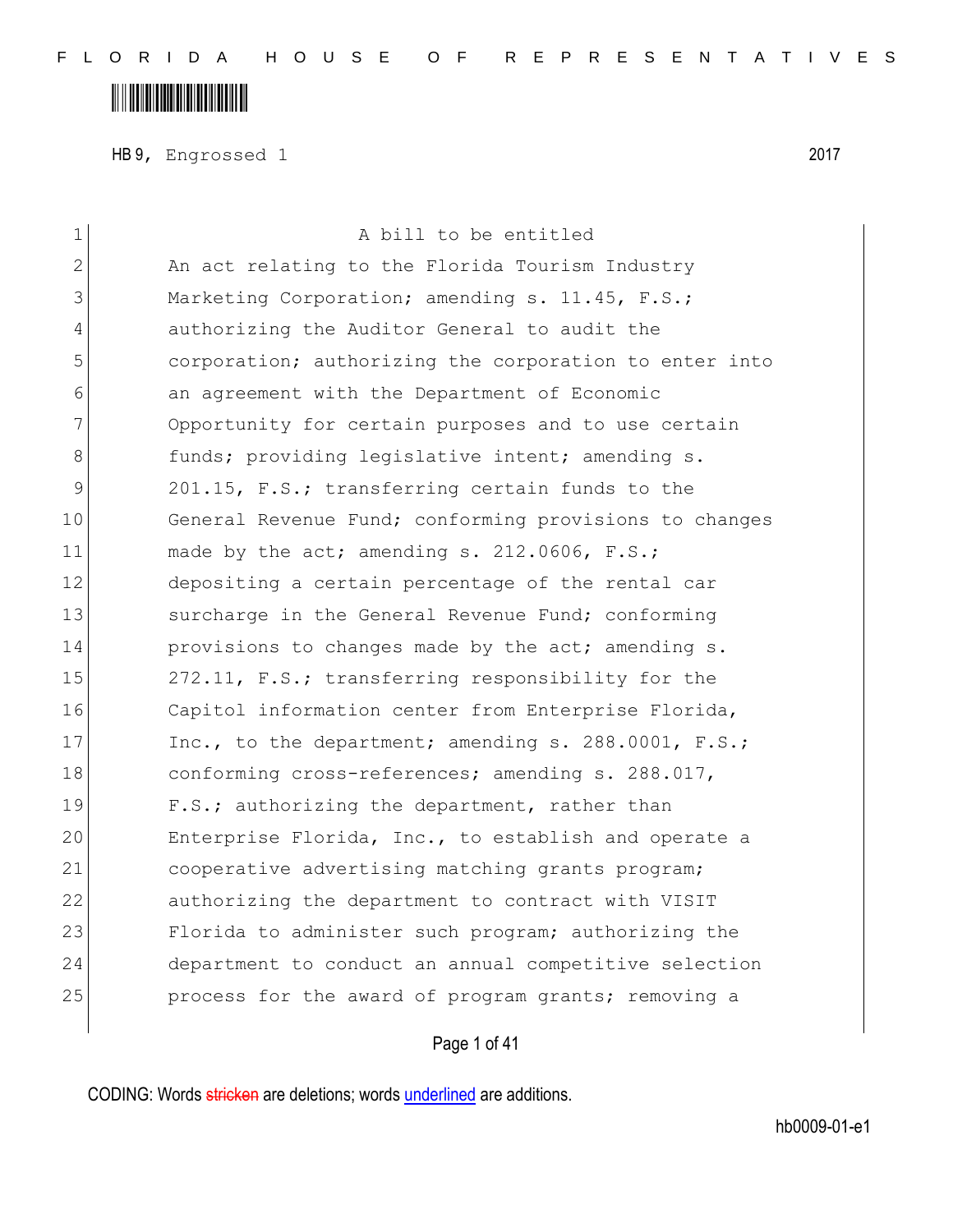HB 9, Engrossed 1 2017

A bill to be entitled

An act relating to the Florida Tourism Industry Marketing Corporation; amending s. 11.45, F.S.; authorizing the Auditor General to audit the corporation; authorizing the corporation to enter into an agreement with the Department of Economic Opportunity for certain purposes and to use certain funds; providing legislative intent; amending s. 201.15, F.S.; transferring certain funds to the General Revenue Fund; conforming provisions to changes made by the act; amending s. 212.0606, F.S.; depositing a certain percentage of the rental car surcharge in the General Revenue Fund; conforming provisions to changes made by the act; amending s. 272.11, F.S.; transferring responsibility for the Capitol information center from Enterprise Florida, Inc., to the department; amending s. 288.0001, F.S.; conforming cross-references; amending s. 288.017, F.S.; authorizing the department, rather than Enterprise Florida, Inc., to establish and operate a cooperative advertising matching grants program; authorizing the department to contract with VISIT Florida to administer such program; authorizing the department to conduct an annual competitive selection process for the award of program grants; removing a

CODING: Words stricken are deletions; words underlined are additions.

hb0009-01-e1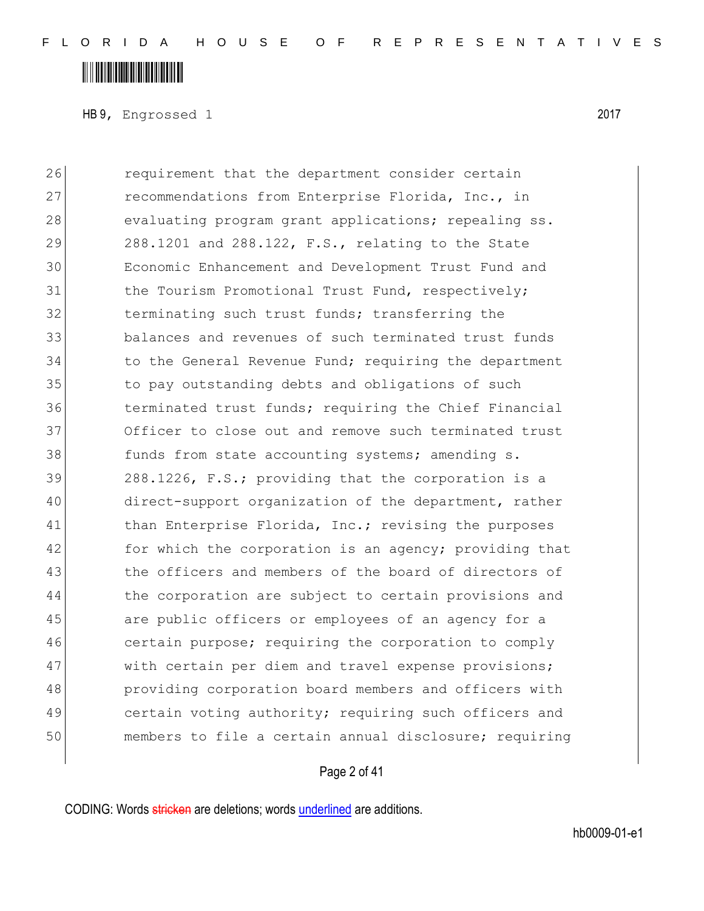requirement that the department consider certain recommendations from Enterprise Florida, Inc., in evaluating program grant applications; repealing ss. 288.1201 and 288.122, F.S., relating to the State Economic Enhancement and Development Trust Fund and the Tourism Promotional Trust Fund, respectively; terminating such trust funds; transferring the balances and revenues of such terminated trust funds to the General Revenue Fund; requiring the department to pay outstanding debts and obligations of such terminated trust funds; requiring the Chief Financial Officer to close out and remove such terminated trust funds from state accounting systems; amending s. 288.1226, F.S.; providing that the corporation is a direct-support organization of the department, rather than Enterprise Florida, Inc.; revising the purposes for which the corporation is an agency; providing that the officers and members of the board of directors of the corporation are subject to certain provisions and are public officers or employees of an agency for a certain purpose; requiring the corporation to comply with certain per diem and travel expense provisions; providing corporation board members and officers with certain voting authority; requiring such officers and members to file a certain annual disclosure; requiring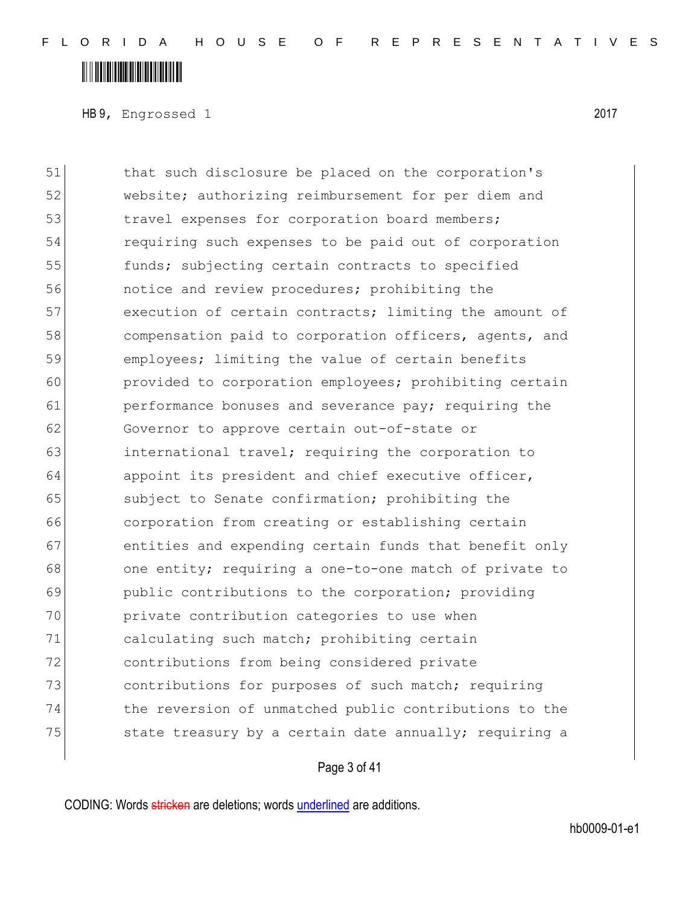that such disclosure be placed on the corporation's website; authorizing reimbursement for per diem and travel expenses for corporation board members; requiring such expenses to be paid out of corporation funds; subjecting certain contracts to specified notice and review procedures; prohibiting the execution of certain contracts; limiting the amount of compensation paid to corporation officers, agents, and employees; limiting the value of certain benefits provided to corporation employees; prohibiting certain performance bonuses and severance pay; requiring the Governor to approve certain out-of-state or international travel; requiring the corporation to appoint its president and chief executive officer, subject to Senate confirmation; prohibiting the corporation from creating or establishing certain entities and expending certain funds that benefit only one entity; requiring a one-to-one match of private to public contributions to the corporation; providing private contribution categories to use when calculating such match; prohibiting certain contributions from being considered private contributions for purposes of such match; requiring the reversion of unmatched public contributions to the state treasury by a certain date annually; requiring a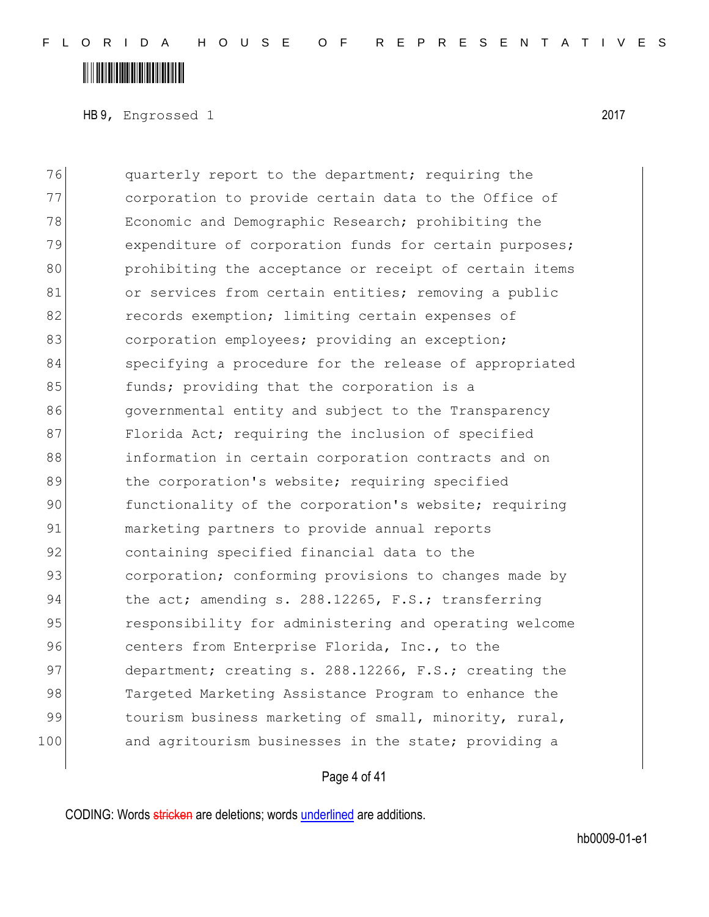76 quarterly report to the department; requiring the
77 corporation to provide certain data to the Office of
78 Economic and Demographic Research; prohibiting the
79 expenditure of corporation funds for certain purposes;
80 prohibiting the acceptance or receipt of certain items
81 or services from certain entities; removing a public
82 records exemption; limiting certain expenses of
83 corporation employees; providing an exception;
84 specifying a procedure for the release of appropriated
85 funds; providing that the corporation is a
86 governmental entity and subject to the Transparency
87 Florida Act; requiring the inclusion of specified
88 information in certain corporation contracts and on
89 the corporation's website; requiring specified
90 functionality of the corporation's website; requiring
91 marketing partners to provide annual reports
92 containing specified financial data to the
93 corporation; conforming provisions to changes made by
94 the act; amending s. 288.12265, F.S.; transferring
95 responsibility for administering and operating welcome
96 centers from Enterprise Florida, Inc., to the
97 department; creating s. 288.12266, F.S.; creating the
98 Targeted Marketing Assistance Program to enhance the
99 tourism business marketing of small, minority, rural,
100 and agritourism businesses in the state; providing a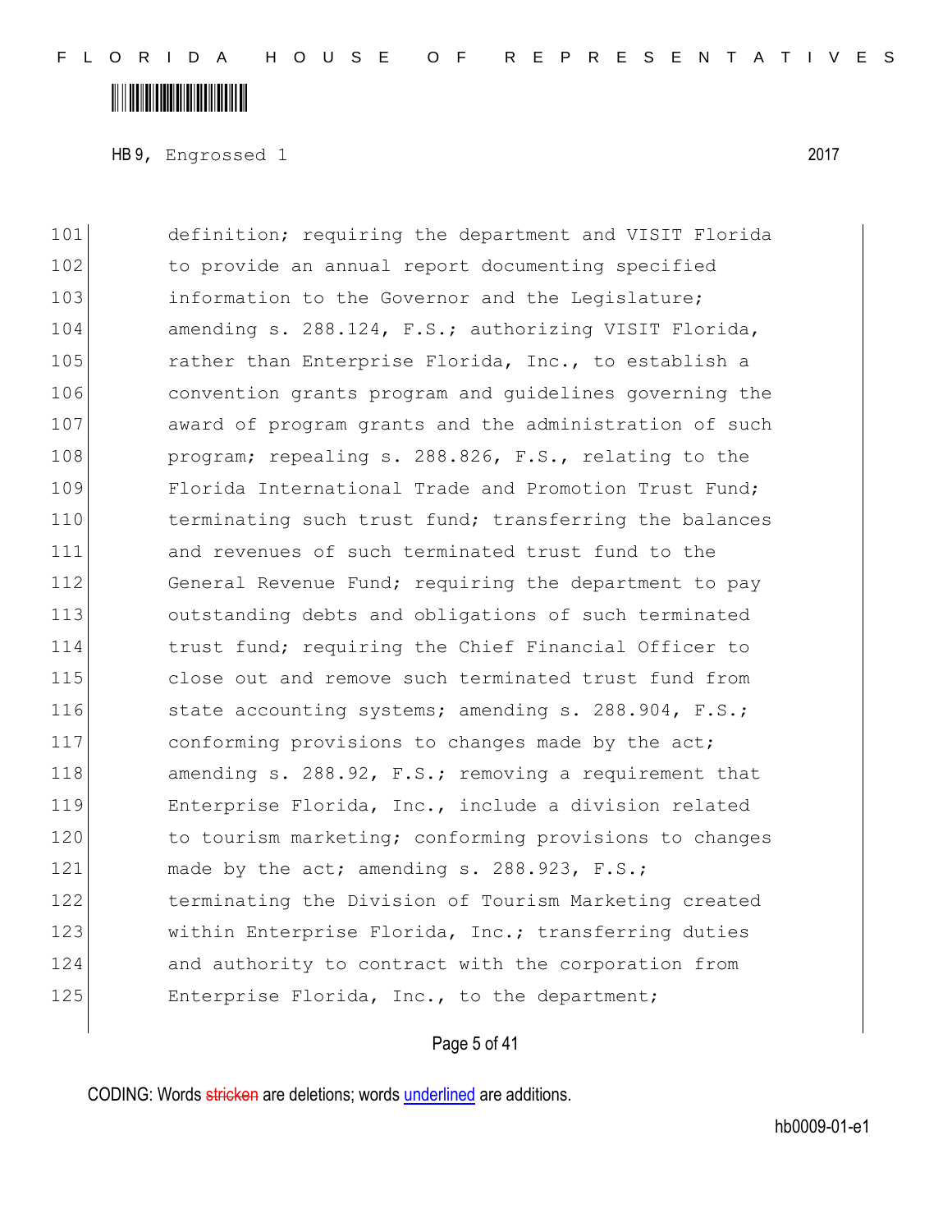definition; requiring the department and VISIT Florida to provide an annual report documenting specified information to the Governor and the Legislature; amending s. 288.124, F.S.; authorizing VISIT Florida, rather than Enterprise Florida, Inc., to establish a convention grants program and guidelines governing the award of program grants and the administration of such program; repealing s. 288.826, F.S., relating to the Florida International Trade and Promotion Trust Fund; terminating such trust fund; transferring the balances and revenues of such terminated trust fund to the General Revenue Fund; requiring the department to pay outstanding debts and obligations of such terminated trust fund; requiring the Chief Financial Officer to close out and remove such terminated trust fund from state accounting systems; amending s. 288.904, F.S.; conforming provisions to changes made by the act; amending s. 288.92, F.S.; removing a requirement that Enterprise Florida, Inc., include a division related to tourism marketing; conforming provisions to changes made by the act; amending s. 288.923, F.S.; terminating the Division of Tourism Marketing created within Enterprise Florida, Inc.; transferring duties and authority to contract with the corporation from Enterprise Florida, Inc., to the department;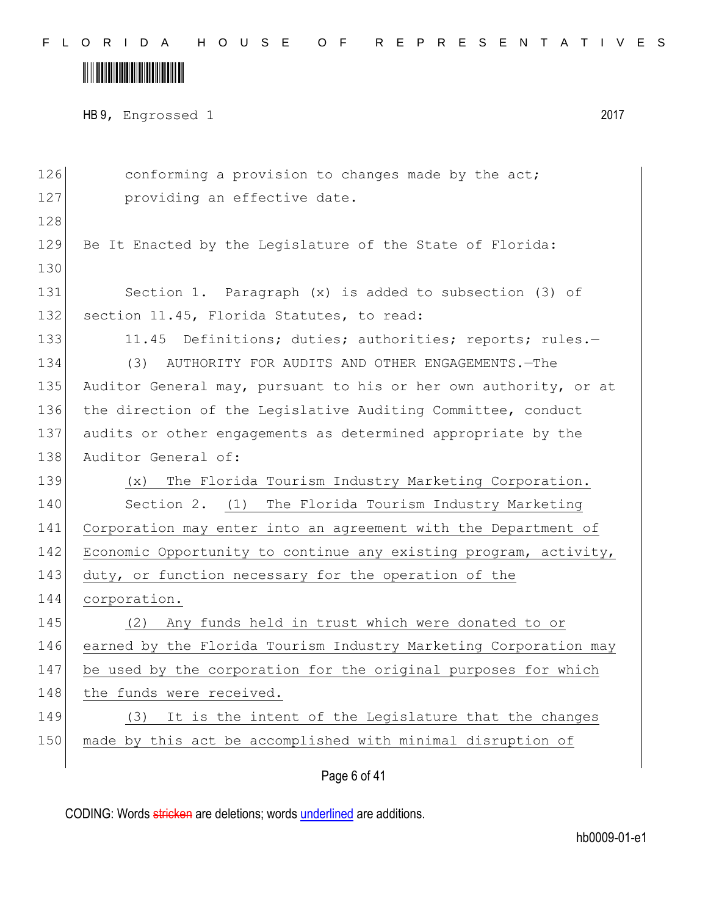conforming a provision to changes made by the act; providing an effective date.

Be It Enacted by the Legislature of the State of Florida:

Section 1. Paragraph (x) is added to subsection (3) of section 11.45, Florida Statutes, to read:

11.45 Definitions; duties; authorities; reports; rules.—

(3) AUTHORITY FOR AUDITS AND OTHER ENGAGEMENTS.—The Auditor General may, pursuant to his or her own authority, or at the direction of the Legislative Auditing Committee, conduct audits or other engagements as determined appropriate by the Auditor General of:

<u>(x) The Florida Tourism Industry Marketing Corporation.</u>

Section 2. <u>(1) The Florida Tourism Industry Marketing Corporation may enter into an agreement with the Department of Economic Opportunity to continue any existing program, activity, duty, or function necessary for the operation of the corporation.</u>

<u>(2) Any funds held in trust which were donated to or earned by the Florida Tourism Industry Marketing Corporation may be used by the corporation for the original purposes for which the funds were received.</u>

<u>(3) It is the intent of the Legislature that the changes made by this act be accomplished with minimal disruption of</u>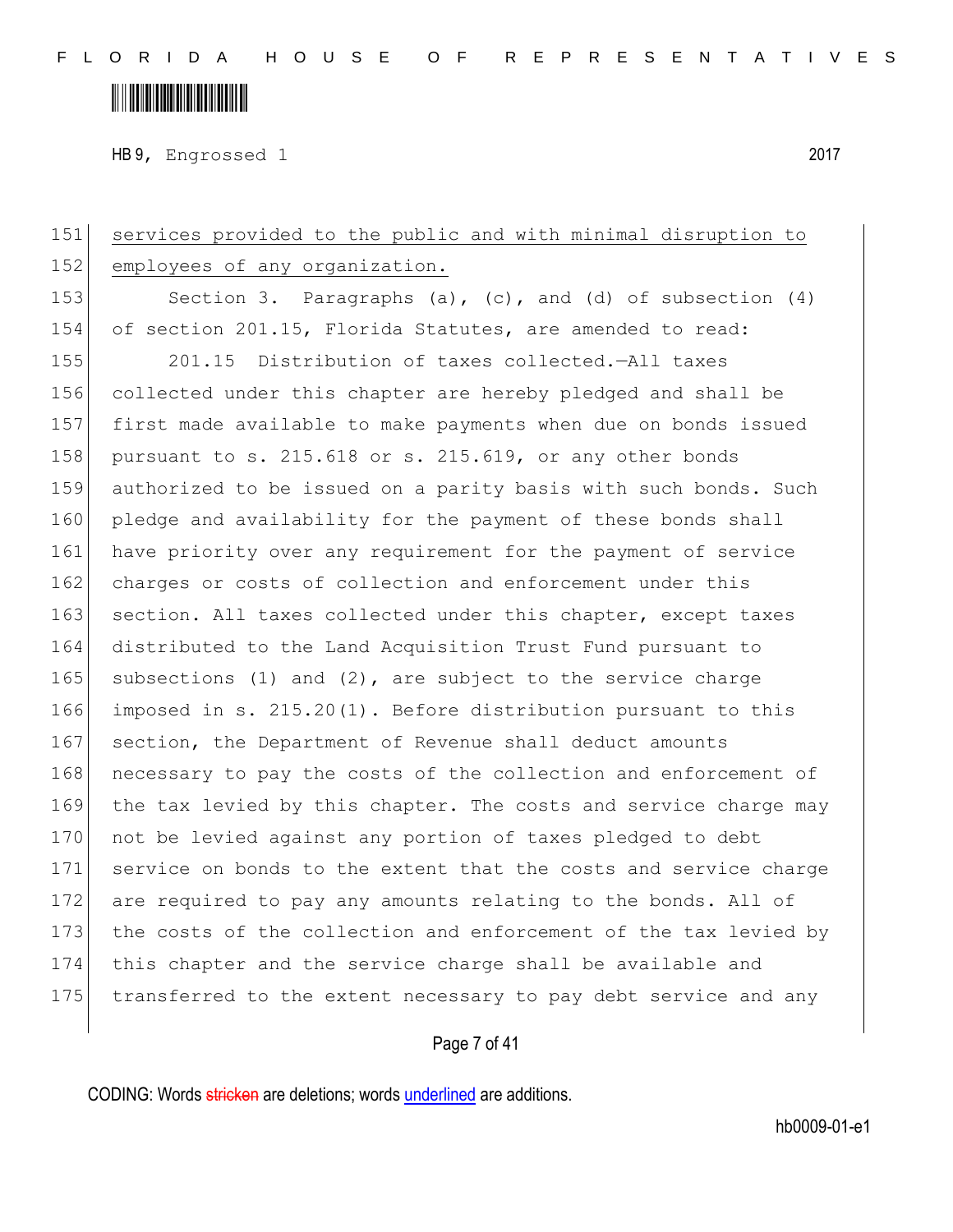151 services provided to the public and with minimal disruption to
152 employees of any organization.

153 Section 3. Paragraphs (a), (c), and (d) of subsection (4)
154 of section 201.15, Florida Statutes, are amended to read:

155 201.15 Distribution of taxes collected.—All taxes
156 collected under this chapter are hereby pledged and shall be
157 first made available to make payments when due on bonds issued
158 pursuant to s. 215.618 or s. 215.619, or any other bonds
159 authorized to be issued on a parity basis with such bonds. Such
160 pledge and availability for the payment of these bonds shall
161 have priority over any requirement for the payment of service
162 charges or costs of collection and enforcement under this
163 section. All taxes collected under this chapter, except taxes
164 distributed to the Land Acquisition Trust Fund pursuant to
165 subsections (1) and (2), are subject to the service charge
166 imposed in s. 215.20(1). Before distribution pursuant to this
167 section, the Department of Revenue shall deduct amounts
168 necessary to pay the costs of the collection and enforcement of
169 the tax levied by this chapter. The costs and service charge may
170 not be levied against any portion of taxes pledged to debt
171 service on bonds to the extent that the costs and service charge
172 are required to pay any amounts relating to the bonds. All of
173 the costs of the collection and enforcement of the tax levied by
174 this chapter and the service charge shall be available and
175 transferred to the extent necessary to pay debt service and any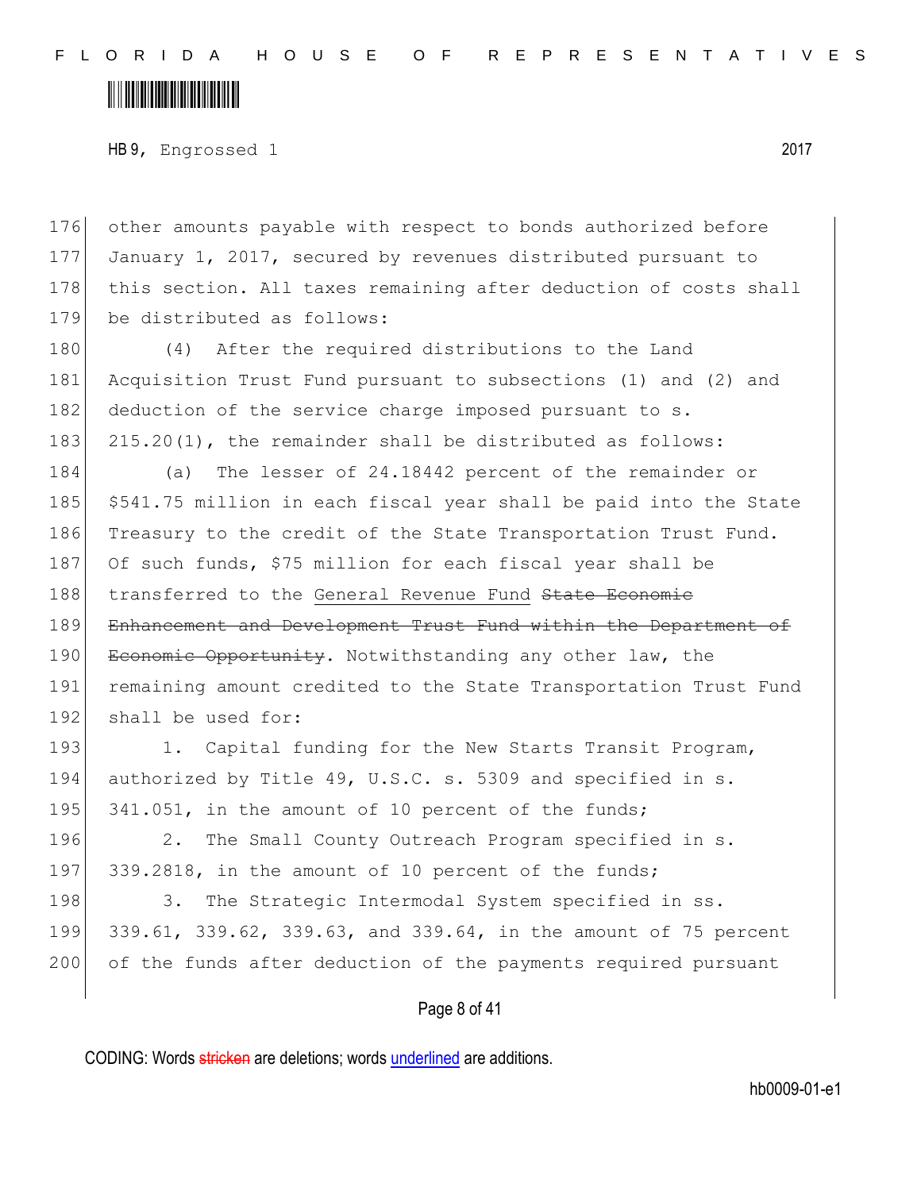other amounts payable with respect to bonds authorized before January 1, 2017, secured by revenues distributed pursuant to this section. All taxes remaining after deduction of costs shall be distributed as follows:

(4) After the required distributions to the Land Acquisition Trust Fund pursuant to subsections (1) and (2) and deduction of the service charge imposed pursuant to s. 215.20(1), the remainder shall be distributed as follows:

(a) The lesser of 24.18442 percent of the remainder or $541.75 million in each fiscal year shall be paid into the State Treasury to the credit of the State Transportation Trust Fund. Of such funds, $75 million for each fiscal year shall be transferred to the General Revenue Fund ~~State Economic Enhancement and Development Trust Fund within the Department of Economic Opportunity~~. Notwithstanding any other law, the remaining amount credited to the State Transportation Trust Fund shall be used for:

1. Capital funding for the New Starts Transit Program, authorized by Title 49, U.S.C. s. 5309 and specified in s. 341.051, in the amount of 10 percent of the funds;

2. The Small County Outreach Program specified in s. 339.2818, in the amount of 10 percent of the funds;

3. The Strategic Intermodal System specified in ss. 339.61, 339.62, 339.63, and 339.64, in the amount of 75 percent of the funds after deduction of the payments required pursuant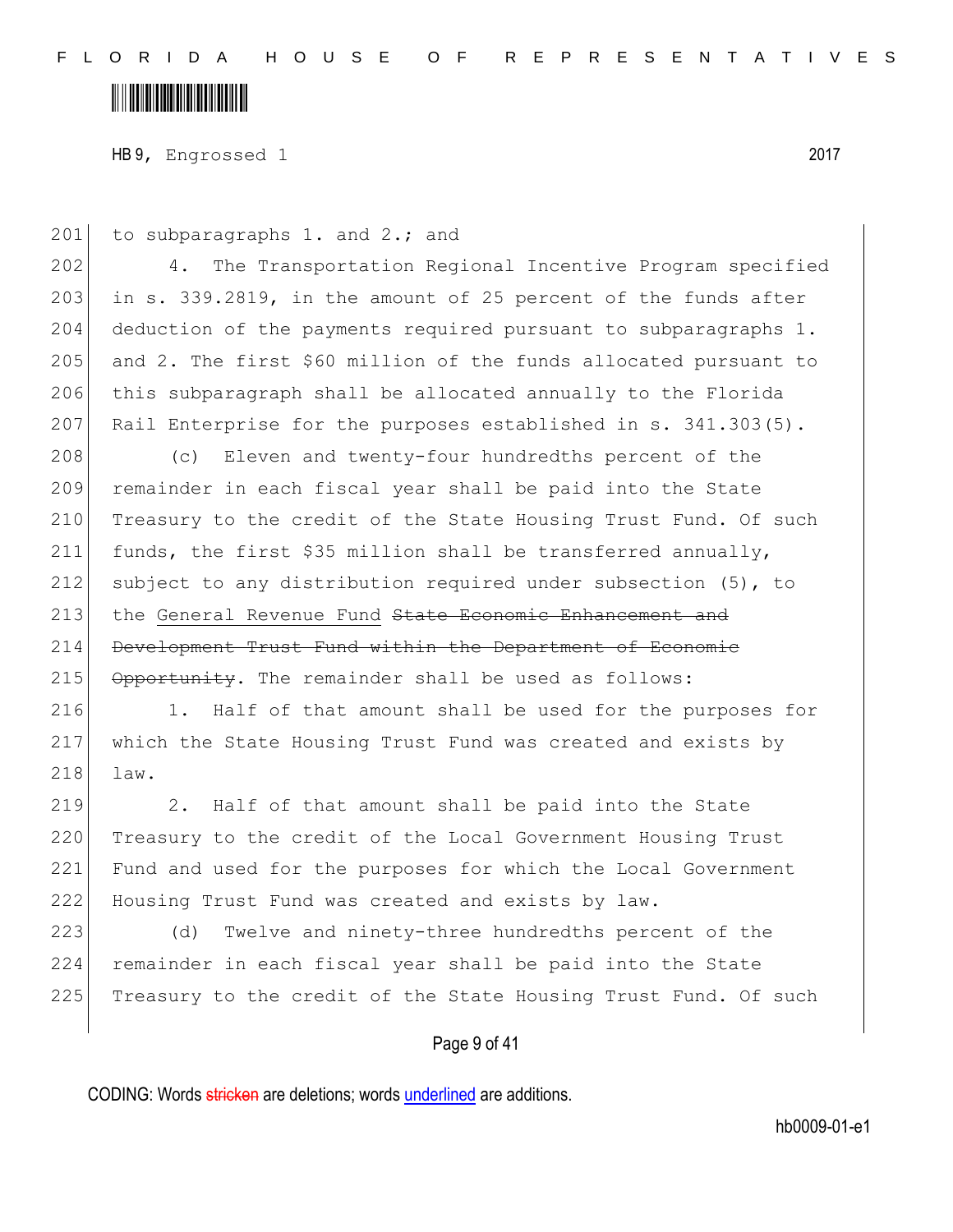to subparagraphs 1. and 2.; and

4. The Transportation Regional Incentive Program specified in s. 339.2819, in the amount of 25 percent of the funds after deduction of the payments required pursuant to subparagraphs 1. and 2. The first $60 million of the funds allocated pursuant to this subparagraph shall be allocated annually to the Florida Rail Enterprise for the purposes established in s. 341.303(5).

(c) Eleven and twenty-four hundredths percent of the remainder in each fiscal year shall be paid into the State Treasury to the credit of the State Housing Trust Fund. Of such funds, the first $35 million shall be transferred annually, subject to any distribution required under subsection (5), to the General Revenue Fund ~~State Economic Enhancement and Development Trust Fund within the Department of Economic Opportunity~~. The remainder shall be used as follows:

1. Half of that amount shall be used for the purposes for which the State Housing Trust Fund was created and exists by law.

2. Half of that amount shall be paid into the State Treasury to the credit of the Local Government Housing Trust Fund and used for the purposes for which the Local Government Housing Trust Fund was created and exists by law.

(d) Twelve and ninety-three hundredths percent of the remainder in each fiscal year shall be paid into the State Treasury to the credit of the State Housing Trust Fund. Of such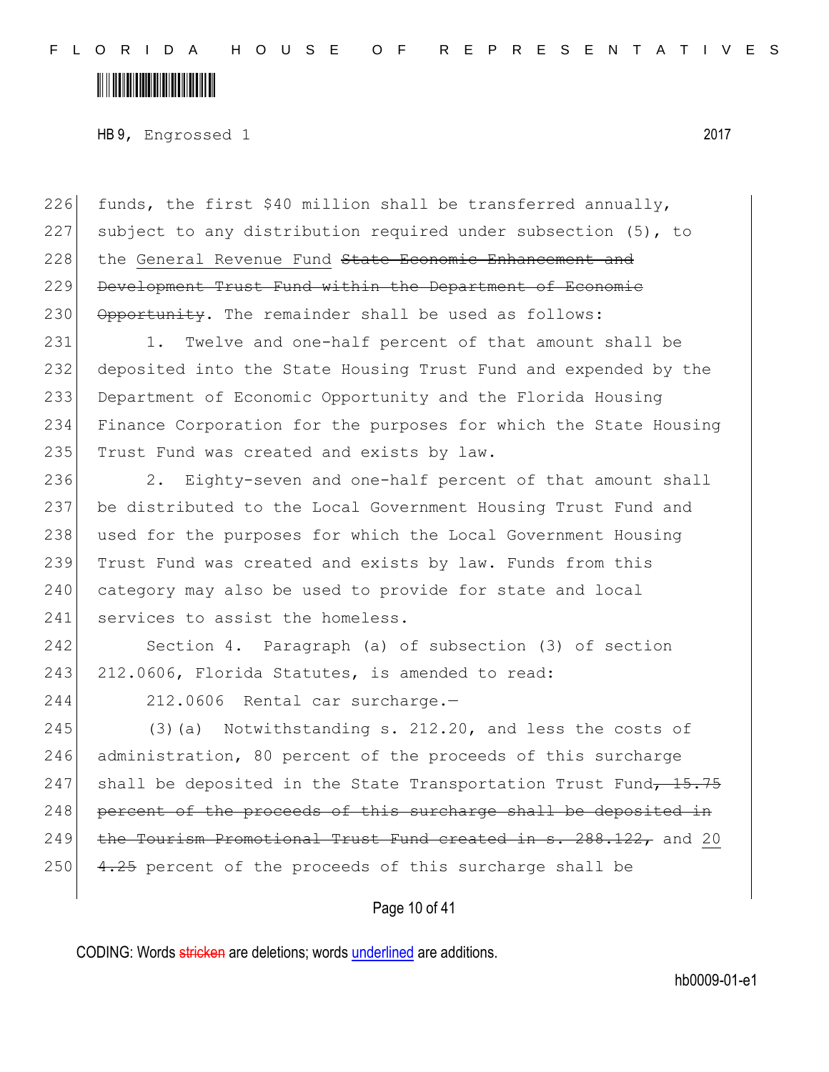HB 9, Engrossed 1 2017

226 funds, the first $40 million shall be transferred annually,
227 subject to any distribution required under subsection (5), to
228 the General Revenue Fund ~~State Economic Enhancement and~~
229 ~~Development Trust Fund within the Department of Economic~~
230 ~~Opportunity~~. The remainder shall be used as follows:

231 1. Twelve and one-half percent of that amount shall be
232 deposited into the State Housing Trust Fund and expended by the
233 Department of Economic Opportunity and the Florida Housing
234 Finance Corporation for the purposes for which the State Housing
235 Trust Fund was created and exists by law.

236 2. Eighty-seven and one-half percent of that amount shall
237 be distributed to the Local Government Housing Trust Fund and
238 used for the purposes for which the Local Government Housing
239 Trust Fund was created and exists by law. Funds from this
240 category may also be used to provide for state and local
241 services to assist the homeless.

242 Section 4. Paragraph (a) of subsection (3) of section
243 212.0606, Florida Statutes, is amended to read:

244 212.0606 Rental car surcharge.—

245 (3)(a) Notwithstanding s. 212.20, and less the costs of
246 administration, 80 percent of the proceeds of this surcharge
247 shall be deposited in the State Transportation Trust Fund~~, 15.75~~
248 ~~percent of the proceeds of this surcharge shall be deposited in~~
249 ~~the Tourism Promotional Trust Fund created in s. 288.122,~~ and 20
250 ~~4.25~~ percent of the proceeds of this surcharge shall be

CODING: Words ~~stricken~~ are deletions; words underlined are additions.

hb0009-01-e1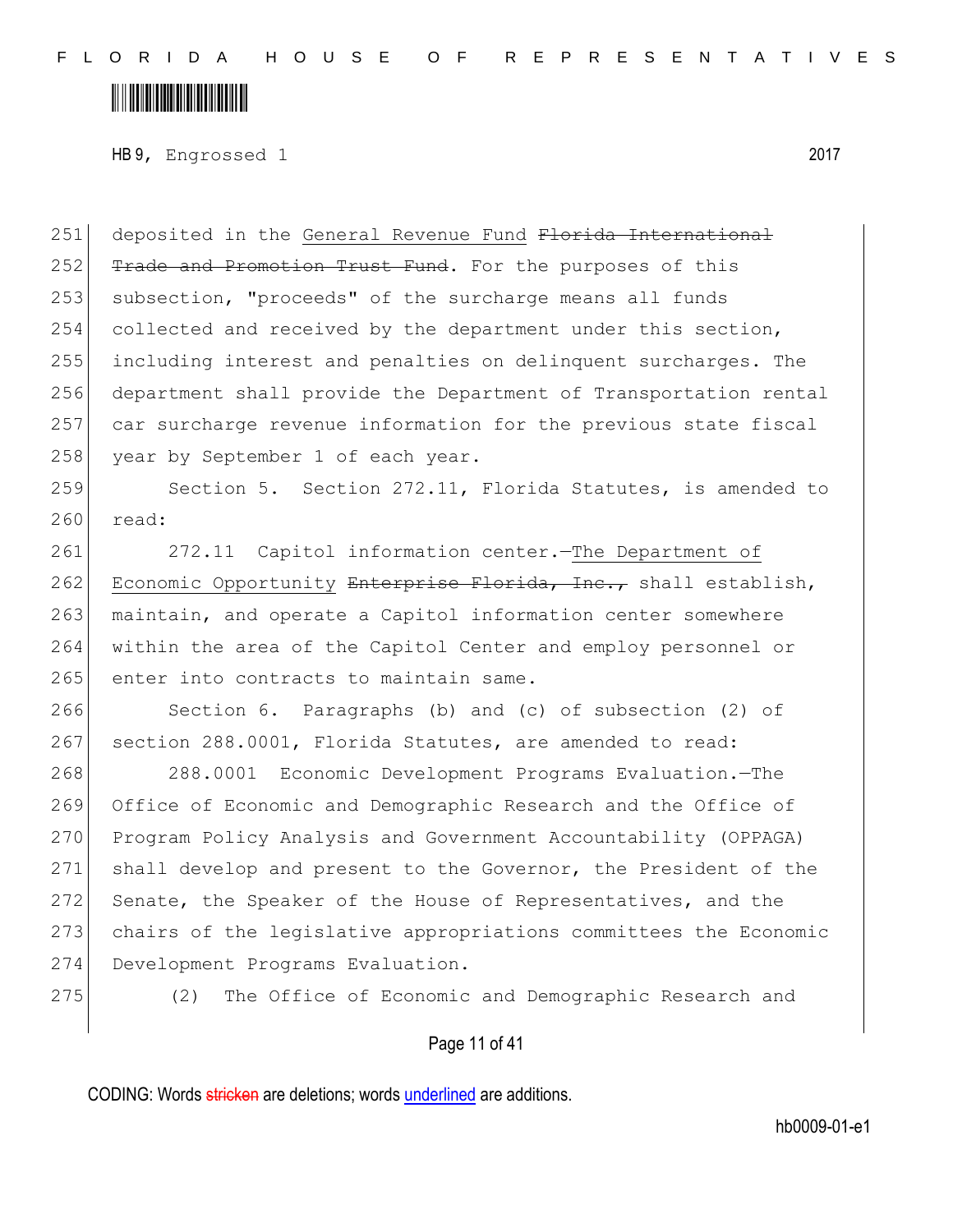deposited in the General Revenue Fund ~~Florida International Trade and Promotion Trust Fund~~. For the purposes of this subsection, "proceeds" of the surcharge means all funds collected and received by the department under this section, including interest and penalties on delinquent surcharges. The department shall provide the Department of Transportation rental car surcharge revenue information for the previous state fiscal year by September 1 of each year.

Section 5. Section 272.11, Florida Statutes, is amended to read:

272.11 Capitol information center.—The Department of Economic Opportunity ~~Enterprise Florida, Inc.,~~ shall establish, maintain, and operate a Capitol information center somewhere within the area of the Capitol Center and employ personnel or enter into contracts to maintain same.

Section 6. Paragraphs (b) and (c) of subsection (2) of section 288.0001, Florida Statutes, are amended to read:

288.0001 Economic Development Programs Evaluation.—The Office of Economic and Demographic Research and the Office of Program Policy Analysis and Government Accountability (OPPAGA) shall develop and present to the Governor, the President of the Senate, the Speaker of the House of Representatives, and the chairs of the legislative appropriations committees the Economic Development Programs Evaluation.

(2) The Office of Economic and Demographic Research and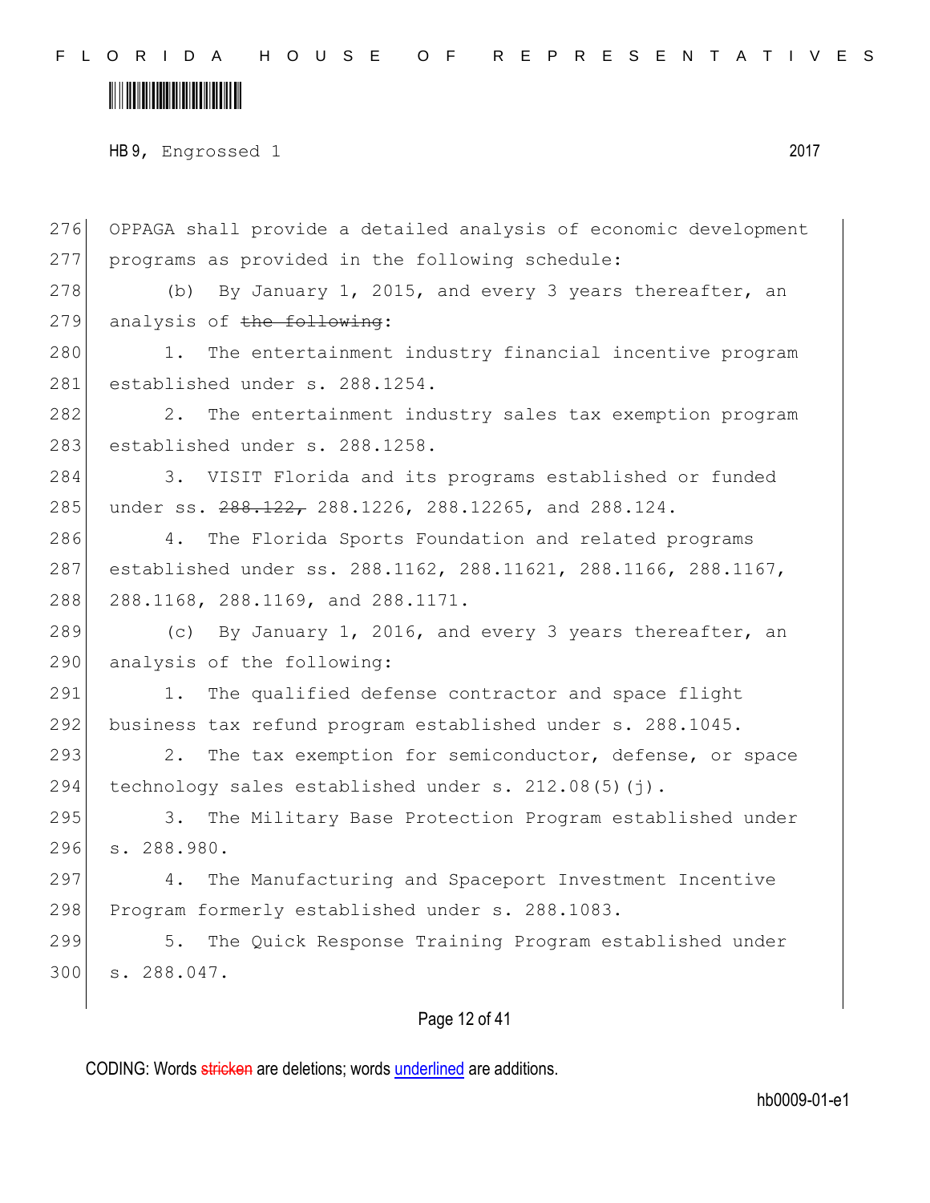OPPAGA shall provide a detailed analysis of economic development programs as provided in the following schedule:

(b) By January 1, 2015, and every 3 years thereafter, an analysis of ~~the following~~:

1. The entertainment industry financial incentive program established under s. 288.1254.

2. The entertainment industry sales tax exemption program established under s. 288.1258.

3. VISIT Florida and its programs established or funded under ss. ~~288.122,~~ 288.1226, 288.12265, and 288.124.

4. The Florida Sports Foundation and related programs established under ss. 288.1162, 288.11621, 288.1166, 288.1167, 288.1168, 288.1169, and 288.1171.

(c) By January 1, 2016, and every 3 years thereafter, an analysis of the following:

1. The qualified defense contractor and space flight business tax refund program established under s. 288.1045.

2. The tax exemption for semiconductor, defense, or space technology sales established under s. 212.08(5)(j).

3. The Military Base Protection Program established under s. 288.980.

4. The Manufacturing and Spaceport Investment Incentive Program formerly established under s. 288.1083.

5. The Quick Response Training Program established under s. 288.047.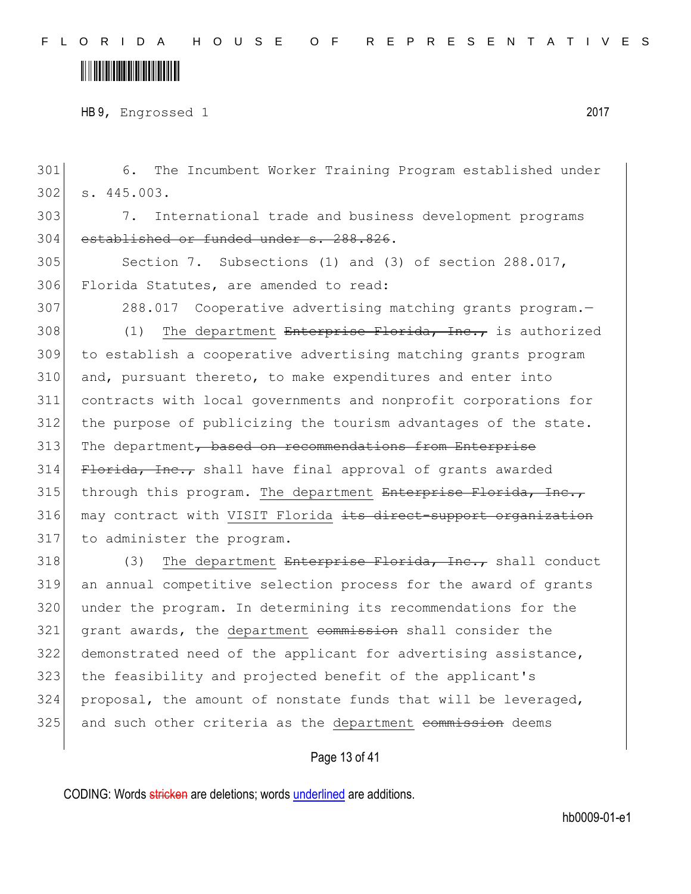6. The Incumbent Worker Training Program established under s. 445.003.

7. International trade and business development programs ~~established or funded under s. 288.826~~.

Section 7. Subsections (1) and (3) of section 288.017, Florida Statutes, are amended to read:

288.017 Cooperative advertising matching grants program.—

(1) <u>The department</u> ~~Enterprise Florida, Inc.,~~ is authorized to establish a cooperative advertising matching grants program and, pursuant thereto, to make expenditures and enter into contracts with local governments and nonprofit corporations for the purpose of publicizing the tourism advantages of the state. The department~~, based on recommendations from Enterprise Florida, Inc.,~~ shall have final approval of grants awarded through this program. <u>The department</u> ~~Enterprise Florida, Inc.,~~ may contract with <u>VISIT Florida</u> ~~its direct-support organization~~ to administer the program.

(3) <u>The department</u> ~~Enterprise Florida, Inc.,~~ shall conduct an annual competitive selection process for the award of grants under the program. In determining its recommendations for the grant awards, the <u>department</u> ~~commission~~ shall consider the demonstrated need of the applicant for advertising assistance, the feasibility and projected benefit of the applicant's proposal, the amount of nonstate funds that will be leveraged, and such other criteria as the <u>department</u> ~~commission~~ deems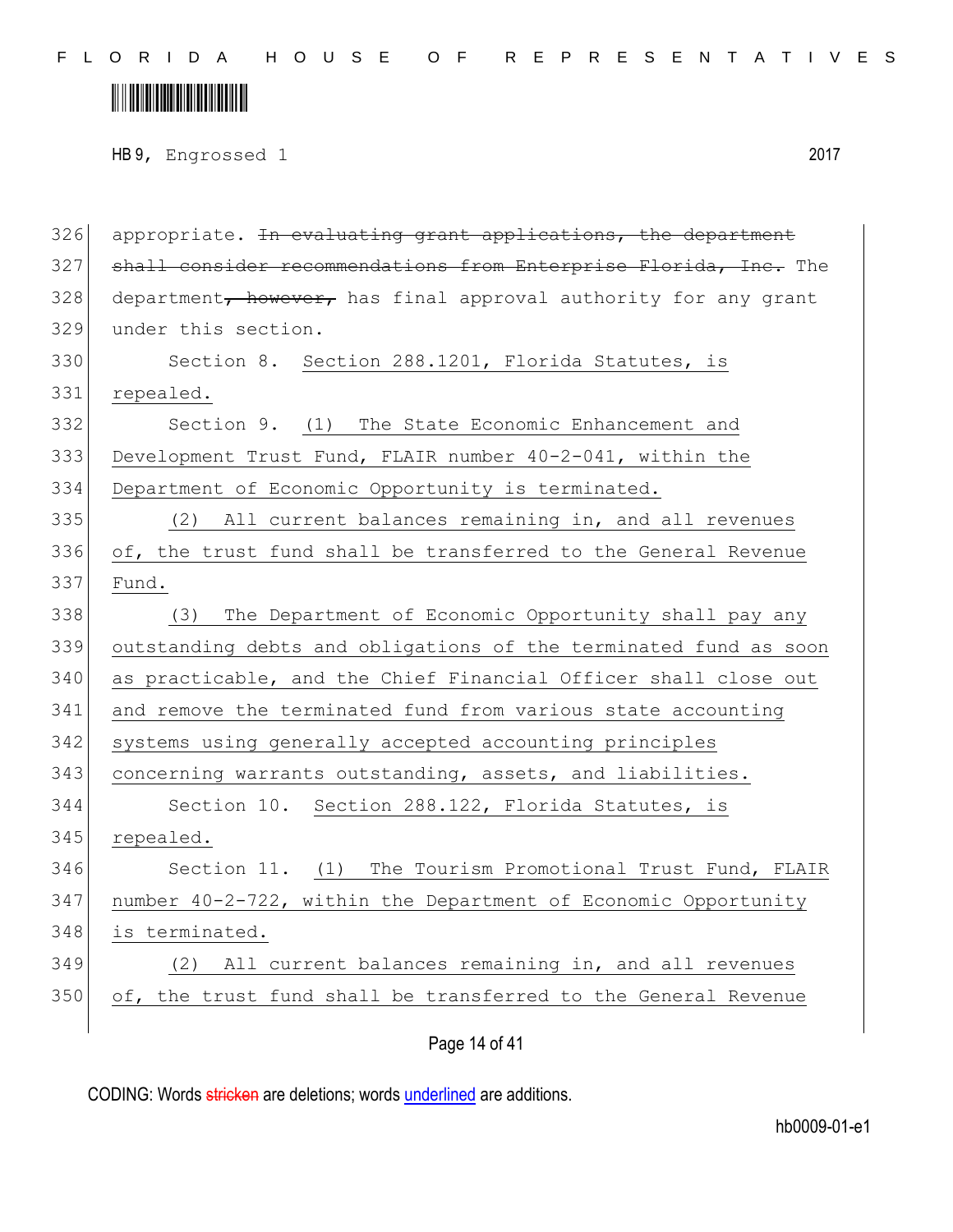appropriate. ~~In evaluating grant applications, the department shall consider recommendations from Enterprise Florida, Inc.~~ The department~~, however,~~ has final approval authority for any grant under this section.

Section 8. <u>Section 288.1201, Florida Statutes, is repealed.</u>

Section 9. <u>(1) The State Economic Enhancement and Development Trust Fund, FLAIR number 40-2-041, within the Department of Economic Opportunity is terminated.</u>

<u>(2) All current balances remaining in, and all revenues of, the trust fund shall be transferred to the General Revenue Fund.</u>

<u>(3) The Department of Economic Opportunity shall pay any outstanding debts and obligations of the terminated fund as soon as practicable, and the Chief Financial Officer shall close out and remove the terminated fund from various state accounting systems using generally accepted accounting principles concerning warrants outstanding, assets, and liabilities.</u>

Section 10. <u>Section 288.122, Florida Statutes, is repealed.</u>

Section 11. <u>(1) The Tourism Promotional Trust Fund, FLAIR number 40-2-722, within the Department of Economic Opportunity is terminated.</u>

<u>(2) All current balances remaining in, and all revenues of, the trust fund shall be transferred to the General Revenue</u>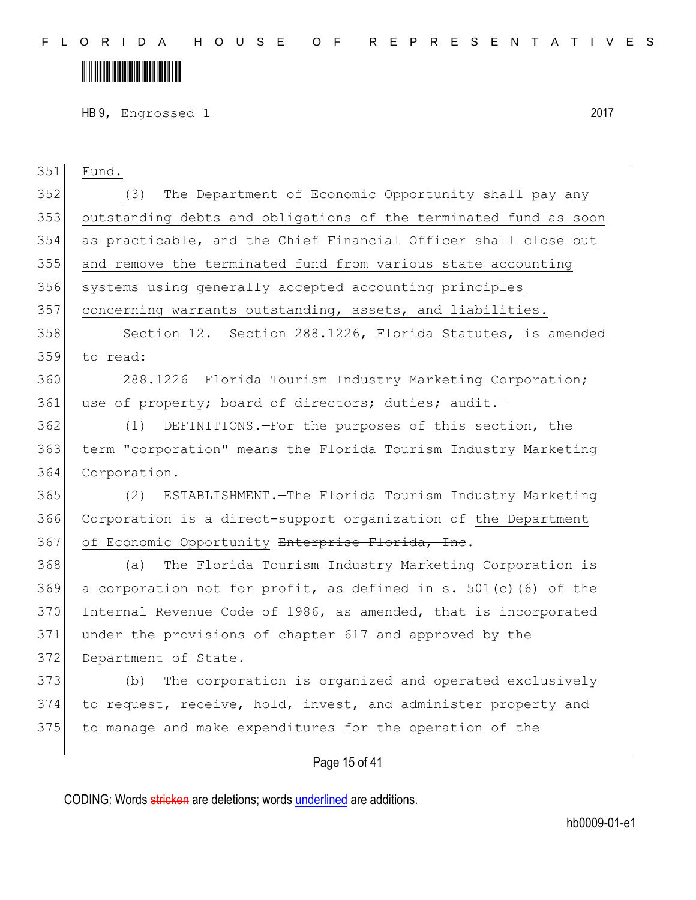Fund.

(3) The Department of Economic Opportunity shall pay any outstanding debts and obligations of the terminated fund as soon as practicable, and the Chief Financial Officer shall close out and remove the terminated fund from various state accounting systems using generally accepted accounting principles concerning warrants outstanding, assets, and liabilities.

Section 12. Section 288.1226, Florida Statutes, is amended to read:

288.1226 Florida Tourism Industry Marketing Corporation; use of property; board of directors; duties; audit.—

(1) DEFINITIONS.—For the purposes of this section, the term "corporation" means the Florida Tourism Industry Marketing Corporation.

(2) ESTABLISHMENT.—The Florida Tourism Industry Marketing Corporation is a direct-support organization of the Department of Economic Opportunity ~~Enterprise Florida, Inc~~.

(a) The Florida Tourism Industry Marketing Corporation is a corporation not for profit, as defined in s. 501(c)(6) of the Internal Revenue Code of 1986, as amended, that is incorporated under the provisions of chapter 617 and approved by the Department of State.

(b) The corporation is organized and operated exclusively to request, receive, hold, invest, and administer property and to manage and make expenditures for the operation of the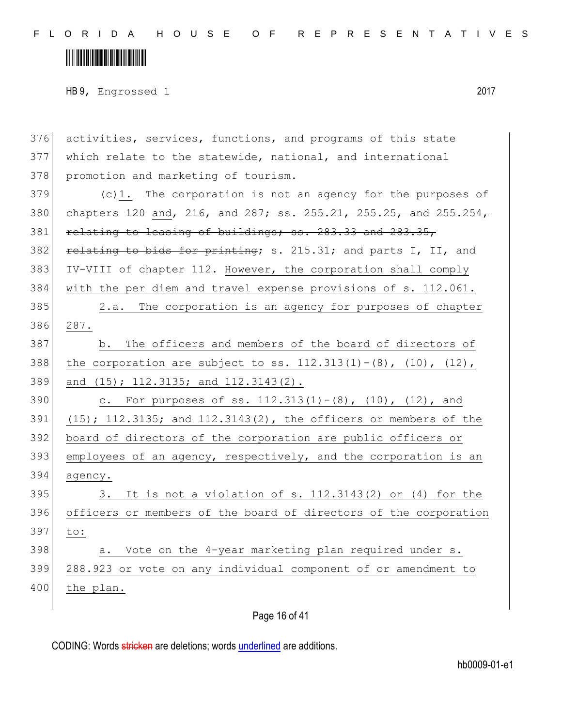activities, services, functions, and programs of this state which relate to the statewide, national, and international promotion and marketing of tourism.

(c)1. The corporation is not an agency for the purposes of chapters 120 and, 216, and 287; ss. 255.21, 255.25, and 255.254, relating to leasing of buildings; ss. 283.33 and 283.35, relating to bids for printing; s. 215.31; and parts I, II, and IV-VIII of chapter 112. However, the corporation shall comply with the per diem and travel expense provisions of s. 112.061.

2.a. The corporation is an agency for purposes of chapter 287.

b. The officers and members of the board of directors of the corporation are subject to ss. 112.313(1)-(8), (10), (12), and (15); 112.3135; and 112.3143(2).

c. For purposes of ss. 112.313(1)-(8), (10), (12), and (15); 112.3135; and 112.3143(2), the officers or members of the board of directors of the corporation are public officers or employees of an agency, respectively, and the corporation is an agency.

3. It is not a violation of s. 112.3143(2) or (4) for the officers or members of the board of directors of the corporation to:

a. Vote on the 4-year marketing plan required under s. 288.923 or vote on any individual component of or amendment to the plan.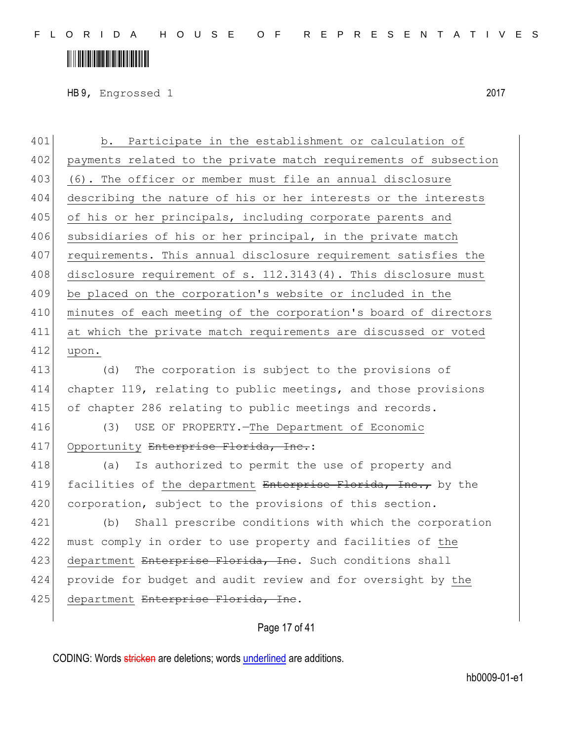HB 9, Engrossed 1 2017

401 b. Participate in the establishment or calculation of
402 payments related to the private match requirements of subsection
403 (6). The officer or member must file an annual disclosure
404 describing the nature of his or her interests or the interests
405 of his or her principals, including corporate parents and
406 subsidiaries of his or her principal, in the private match
407 requirements. This annual disclosure requirement satisfies the
408 disclosure requirement of s. 112.3143(4). This disclosure must
409 be placed on the corporation's website or included in the
410 minutes of each meeting of the corporation's board of directors
411 at which the private match requirements are discussed or voted
412 upon.

413 (d) The corporation is subject to the provisions of
414 chapter 119, relating to public meetings, and those provisions
415 of chapter 286 relating to public meetings and records.

416 (3) USE OF PROPERTY.—The Department of Economic
417 Opportunity ~~Enterprise Florida, Inc.~~:

418 (a) Is authorized to permit the use of property and
419 facilities of the department ~~Enterprise Florida, Inc.,~~ by the
420 corporation, subject to the provisions of this section.

421 (b) Shall prescribe conditions with which the corporation
422 must comply in order to use property and facilities of the
423 department ~~Enterprise Florida, Inc~~. Such conditions shall
424 provide for budget and audit review and for oversight by the
425 department ~~Enterprise Florida, Inc~~.

CODING: Words ~~stricken~~ are deletions; words underlined are additions.

hb0009-01-e1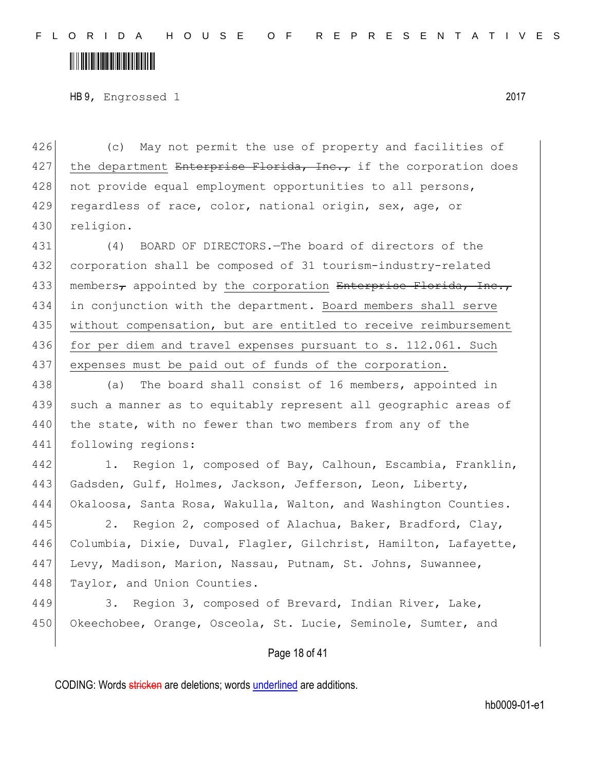(c) May not permit the use of property and facilities of the department ~~Enterprise Florida, Inc.,~~ if the corporation does not provide equal employment opportunities to all persons, regardless of race, color, national origin, sex, age, or religion.

(4) BOARD OF DIRECTORS.—The board of directors of the corporation shall be composed of 31 tourism-industry-related members~~,~~ appointed by the corporation ~~Enterprise Florida, Inc.,~~ in conjunction with the department. Board members shall serve without compensation, but are entitled to receive reimbursement for per diem and travel expenses pursuant to s. 112.061. Such expenses must be paid out of funds of the corporation.

(a) The board shall consist of 16 members, appointed in such a manner as to equitably represent all geographic areas of the state, with no fewer than two members from any of the following regions:

1. Region 1, composed of Bay, Calhoun, Escambia, Franklin, Gadsden, Gulf, Holmes, Jackson, Jefferson, Leon, Liberty, Okaloosa, Santa Rosa, Wakulla, Walton, and Washington Counties.

2. Region 2, composed of Alachua, Baker, Bradford, Clay, Columbia, Dixie, Duval, Flagler, Gilchrist, Hamilton, Lafayette, Levy, Madison, Marion, Nassau, Putnam, St. Johns, Suwannee, Taylor, and Union Counties.

3. Region 3, composed of Brevard, Indian River, Lake, Okeechobee, Orange, Osceola, St. Lucie, Seminole, Sumter, and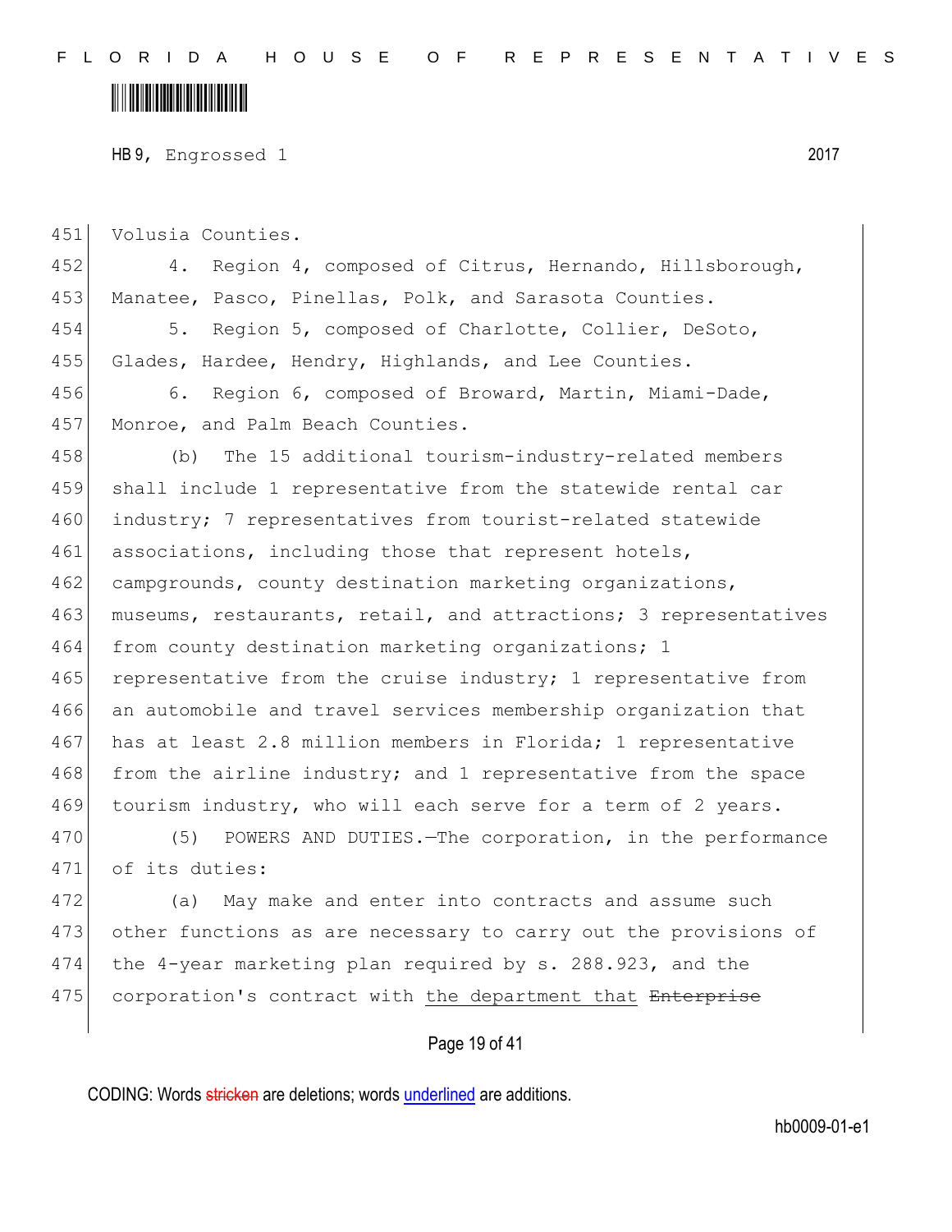Volusia Counties.

4. Region 4, composed of Citrus, Hernando, Hillsborough, Manatee, Pasco, Pinellas, Polk, and Sarasota Counties.

5. Region 5, composed of Charlotte, Collier, DeSoto, Glades, Hardee, Hendry, Highlands, and Lee Counties.

6. Region 6, composed of Broward, Martin, Miami-Dade, Monroe, and Palm Beach Counties.

(b) The 15 additional tourism-industry-related members shall include 1 representative from the statewide rental car industry; 7 representatives from tourist-related statewide associations, including those that represent hotels, campgrounds, county destination marketing organizations, museums, restaurants, retail, and attractions; 3 representatives from county destination marketing organizations; 1 representative from the cruise industry; 1 representative from an automobile and travel services membership organization that has at least 2.8 million members in Florida; 1 representative from the airline industry; and 1 representative from the space tourism industry, who will each serve for a term of 2 years.

(5) POWERS AND DUTIES.—The corporation, in the performance of its duties:

(a) May make and enter into contracts and assume such other functions as are necessary to carry out the provisions of the 4-year marketing plan required by s. 288.923, and the corporation's contract with the department that ~~Enterprise~~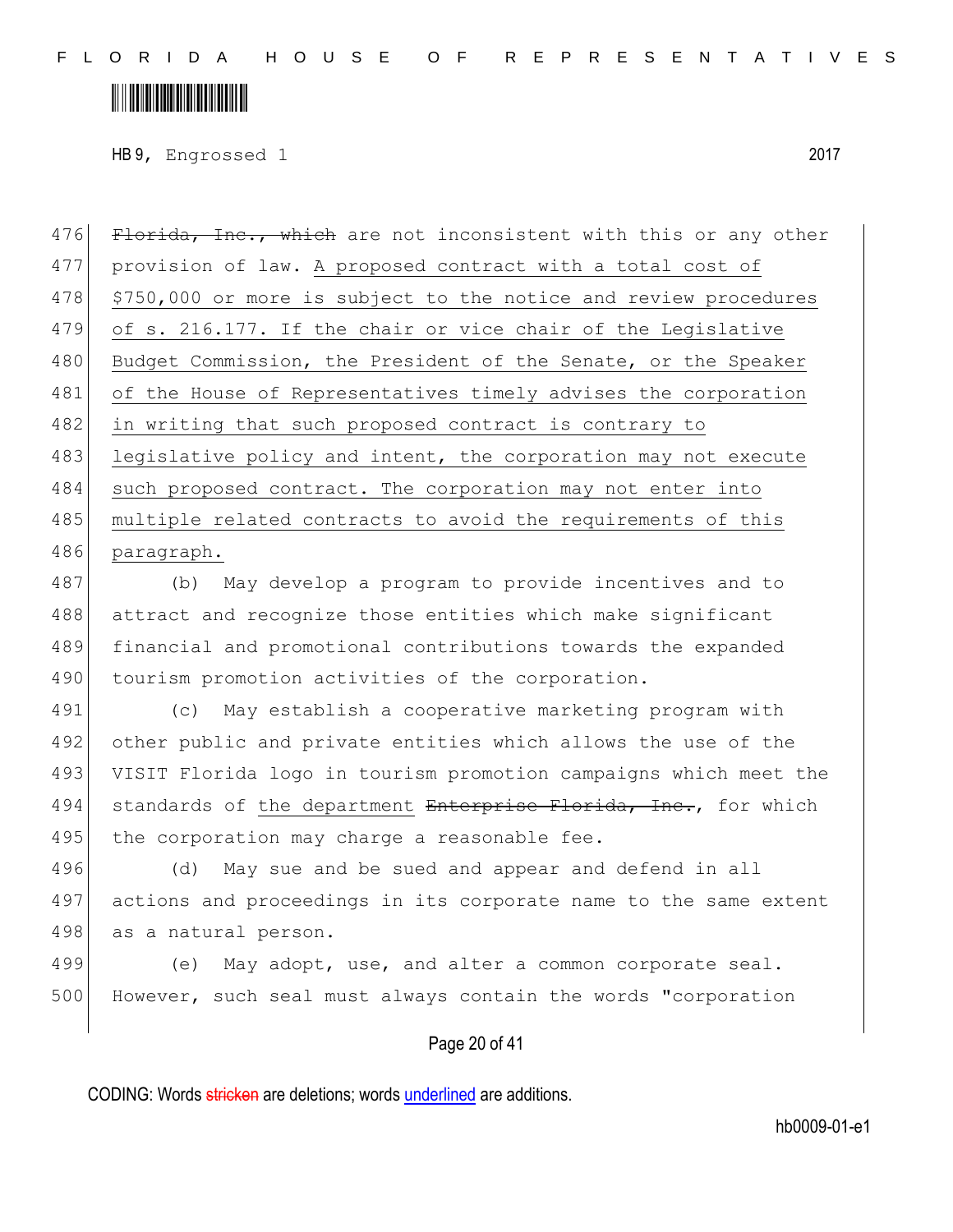~~Florida, Inc., which~~ are not inconsistent with this or any other provision of law. <u>A proposed contract with a total cost of $750,000 or more is subject to the notice and review procedures of s. 216.177. If the chair or vice chair of the Legislative Budget Commission, the President of the Senate, or the Speaker of the House of Representatives timely advises the corporation in writing that such proposed contract is contrary to legislative policy and intent, the corporation may not execute such proposed contract. The corporation may not enter into multiple related contracts to avoid the requirements of this paragraph.</u>

(b) May develop a program to provide incentives and to attract and recognize those entities which make significant financial and promotional contributions towards the expanded tourism promotion activities of the corporation.

(c) May establish a cooperative marketing program with other public and private entities which allows the use of the VISIT Florida logo in tourism promotion campaigns which meet the standards of <u>the department</u> ~~Enterprise Florida, Inc.~~, for which the corporation may charge a reasonable fee.

(d) May sue and be sued and appear and defend in all actions and proceedings in its corporate name to the same extent as a natural person.

(e) May adopt, use, and alter a common corporate seal. However, such seal must always contain the words "corporation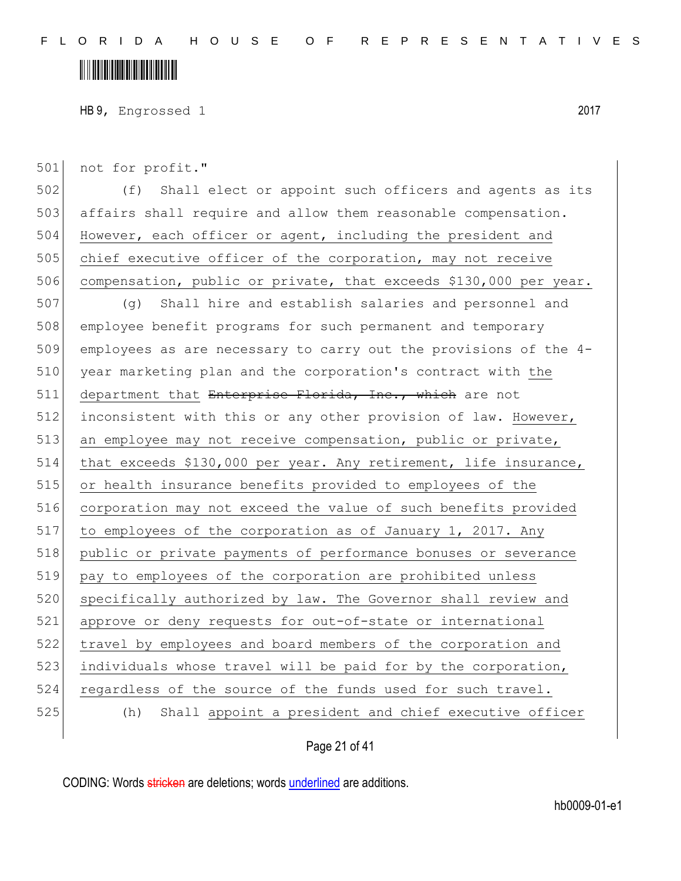not for profit."

(f) Shall elect or appoint such officers and agents as its affairs shall require and allow them reasonable compensation. <u>However, each officer or agent, including the president and chief executive officer of the corporation, may not receive compensation, public or private, that exceeds $130,000 per year.</u>

(g) Shall hire and establish salaries and personnel and employee benefit programs for such permanent and temporary employees as are necessary to carry out the provisions of the 4-year marketing plan and the corporation's contract with <u>the department that</u> ~~Enterprise Florida, Inc., which~~ are not inconsistent with this or any other provision of law. <u>However, an employee may not receive compensation, public or private, that exceeds $130,000 per year. Any retirement, life insurance, or health insurance benefits provided to employees of the corporation may not exceed the value of such benefits provided to employees of the corporation as of January 1, 2017. Any public or private payments of performance bonuses or severance pay to employees of the corporation are prohibited unless specifically authorized by law. The Governor shall review and approve or deny requests for out-of-state or international travel by employees and board members of the corporation and individuals whose travel will be paid for by the corporation, regardless of the source of the funds used for such travel.</u>

(h) Shall <u>appoint a president and chief executive officer</u>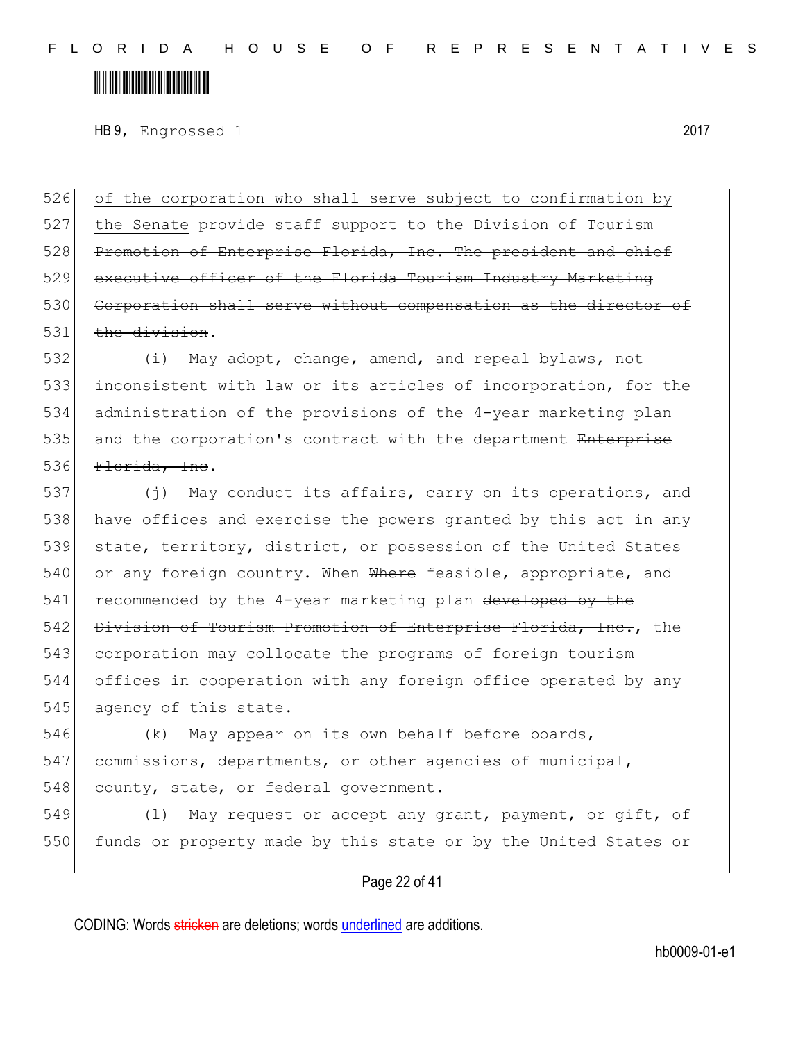of the corporation who shall serve subject to confirmation by the Senate ~~provide staff support to the Division of Tourism Promotion of Enterprise Florida, Inc. The president and chief executive officer of the Florida Tourism Industry Marketing Corporation shall serve without compensation as the director of the division~~.

(i) May adopt, change, amend, and repeal bylaws, not inconsistent with law or its articles of incorporation, for the administration of the provisions of the 4-year marketing plan and the corporation's contract with the department ~~Enterprise Florida, Inc~~.

(j) May conduct its affairs, carry on its operations, and have offices and exercise the powers granted by this act in any state, territory, district, or possession of the United States or any foreign country. When ~~Where~~ feasible, appropriate, and recommended by the 4-year marketing plan ~~developed by the Division of Tourism Promotion of Enterprise Florida, Inc.~~, the corporation may collocate the programs of foreign tourism offices in cooperation with any foreign office operated by any agency of this state.

(k) May appear on its own behalf before boards, commissions, departments, or other agencies of municipal, county, state, or federal government.

(l) May request or accept any grant, payment, or gift, of funds or property made by this state or by the United States or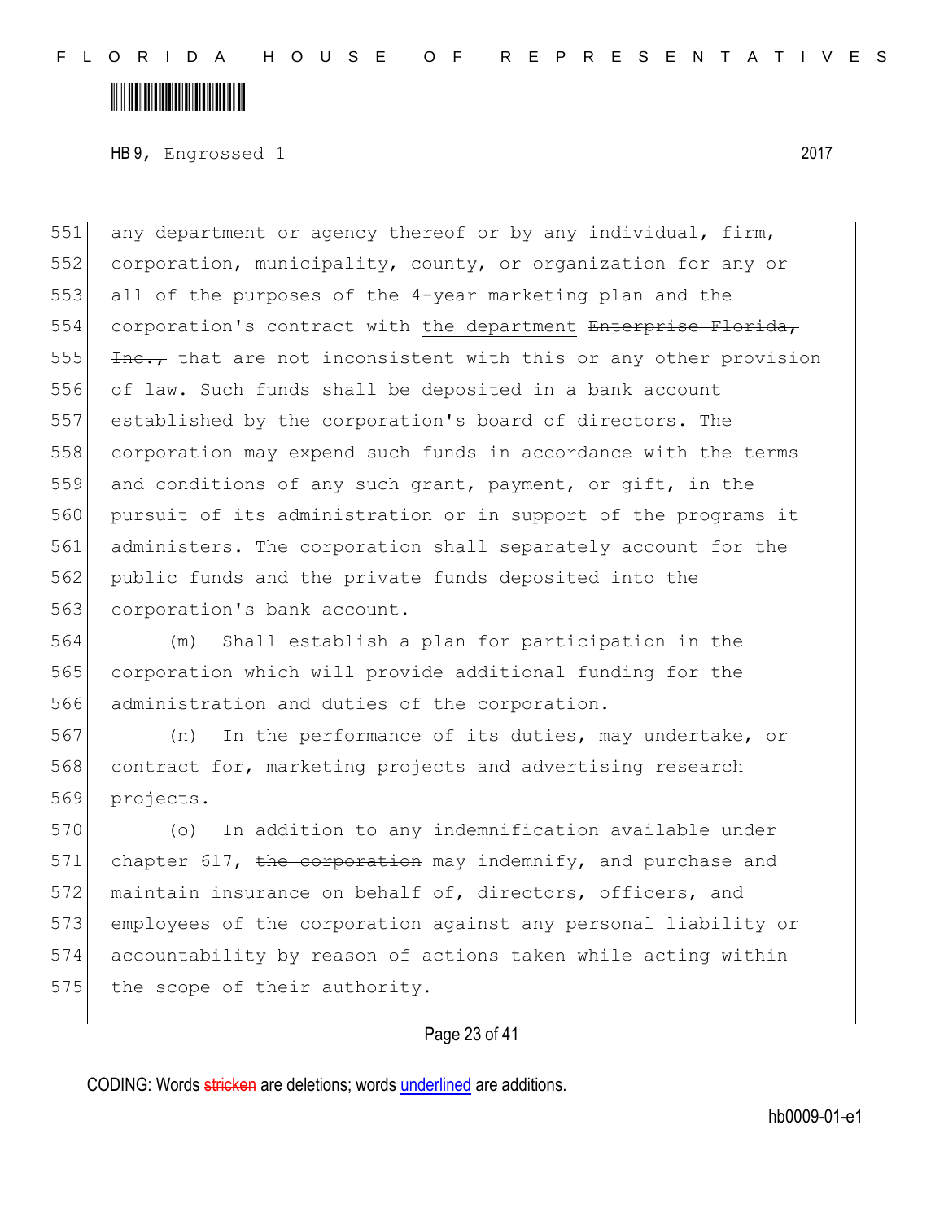any department or agency thereof or by any individual, firm, corporation, municipality, county, or organization for any or all of the purposes of the 4-year marketing plan and the corporation's contract with <u>the department</u> ~~Enterprise Florida, Inc.,~~ that are not inconsistent with this or any other provision of law. Such funds shall be deposited in a bank account established by the corporation's board of directors. The corporation may expend such funds in accordance with the terms and conditions of any such grant, payment, or gift, in the pursuit of its administration or in support of the programs it administers. The corporation shall separately account for the public funds and the private funds deposited into the corporation's bank account.

(m) Shall establish a plan for participation in the corporation which will provide additional funding for the administration and duties of the corporation.

(n) In the performance of its duties, may undertake, or contract for, marketing projects and advertising research projects.

(o) In addition to any indemnification available under chapter 617, ~~the corporation~~ may indemnify, and purchase and maintain insurance on behalf of, directors, officers, and employees of the corporation against any personal liability or accountability by reason of actions taken while acting within the scope of their authority.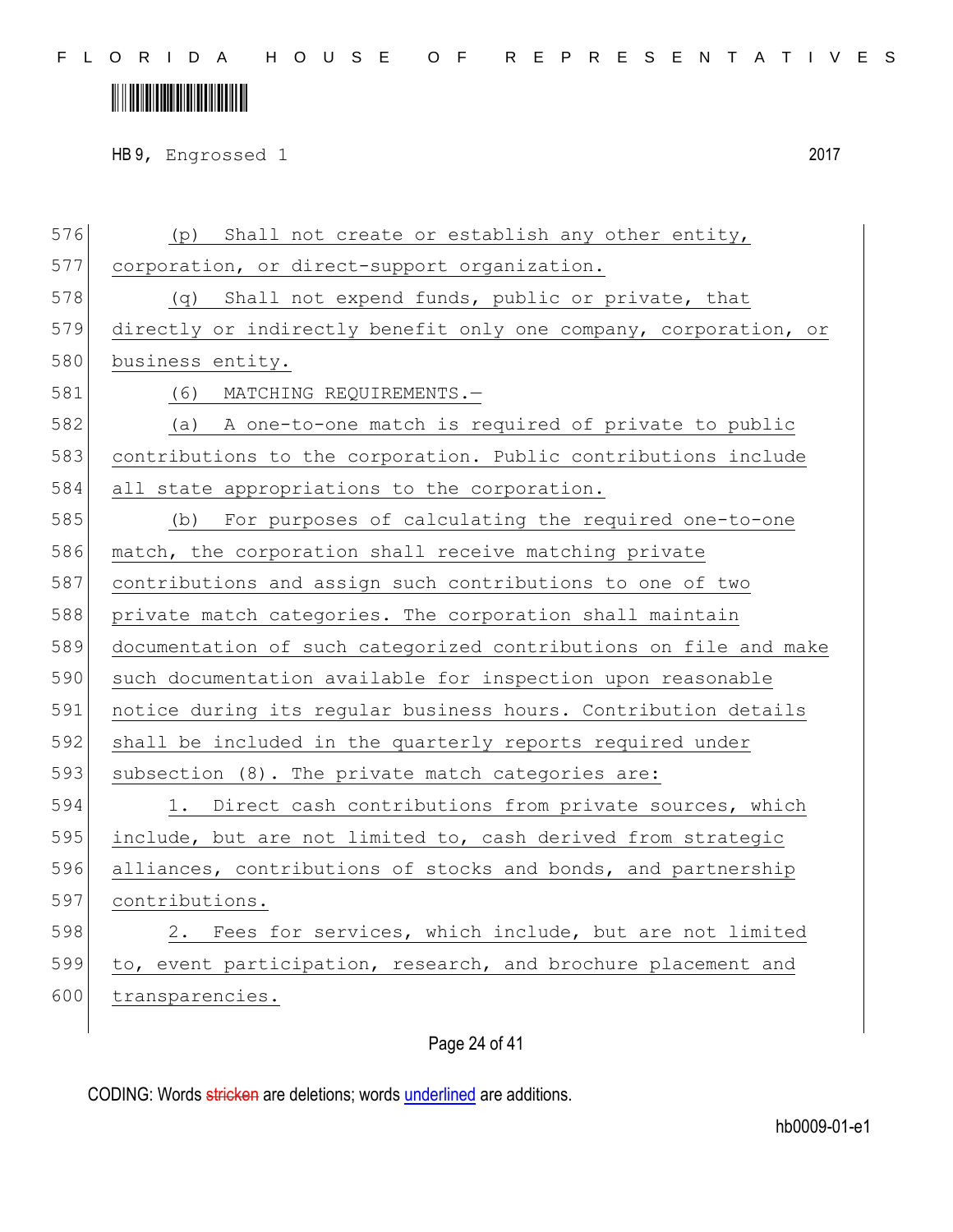(p) Shall not create or establish any other entity, corporation, or direct-support organization.

(q) Shall not expend funds, public or private, that directly or indirectly benefit only one company, corporation, or business entity.

(6) MATCHING REQUIREMENTS.—

(a) A one-to-one match is required of private to public contributions to the corporation. Public contributions include all state appropriations to the corporation.

(b) For purposes of calculating the required one-to-one match, the corporation shall receive matching private contributions and assign such contributions to one of two private match categories. The corporation shall maintain documentation of such categorized contributions on file and make such documentation available for inspection upon reasonable notice during its regular business hours. Contribution details shall be included in the quarterly reports required under subsection (8). The private match categories are:

1. Direct cash contributions from private sources, which include, but are not limited to, cash derived from strategic alliances, contributions of stocks and bonds, and partnership contributions.

2. Fees for services, which include, but are not limited to, event participation, research, and brochure placement and transparencies.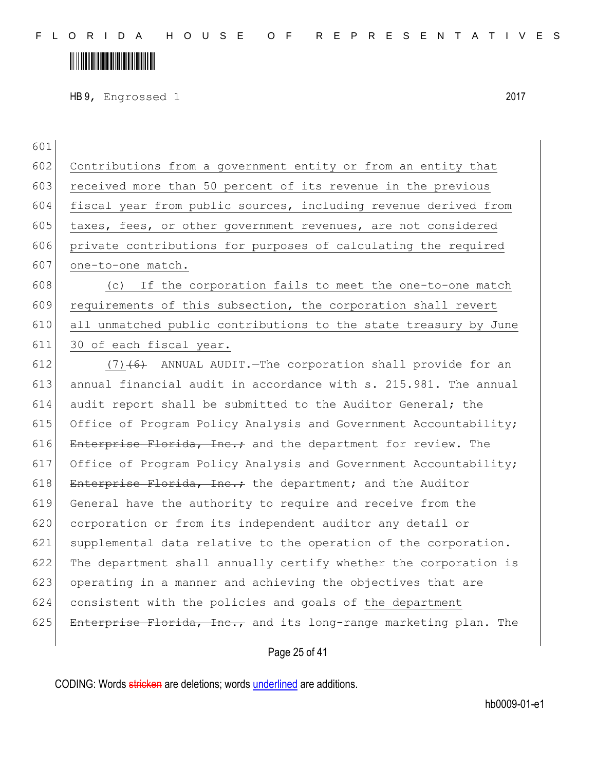Contributions from a government entity or from an entity that received more than 50 percent of its revenue in the previous fiscal year from public sources, including revenue derived from taxes, fees, or other government revenues, are not considered private contributions for purposes of calculating the required one-to-one match.

(c) If the corporation fails to meet the one-to-one match requirements of this subsection, the corporation shall revert all unmatched public contributions to the state treasury by June 30 of each fiscal year.

(7) ~~(6)~~ ANNUAL AUDIT.—The corporation shall provide for an annual financial audit in accordance with s. 215.981. The annual audit report shall be submitted to the Auditor General; the Office of Program Policy Analysis and Government Accountability; ~~Enterprise Florida, Inc.;~~ and the department for review. The Office of Program Policy Analysis and Government Accountability; ~~Enterprise Florida, Inc.;~~ the department; and the Auditor General have the authority to require and receive from the corporation or from its independent auditor any detail or supplemental data relative to the operation of the corporation. The department shall annually certify whether the corporation is operating in a manner and achieving the objectives that are consistent with the policies and goals of the department ~~Enterprise Florida, Inc.,~~ and its long-range marketing plan. The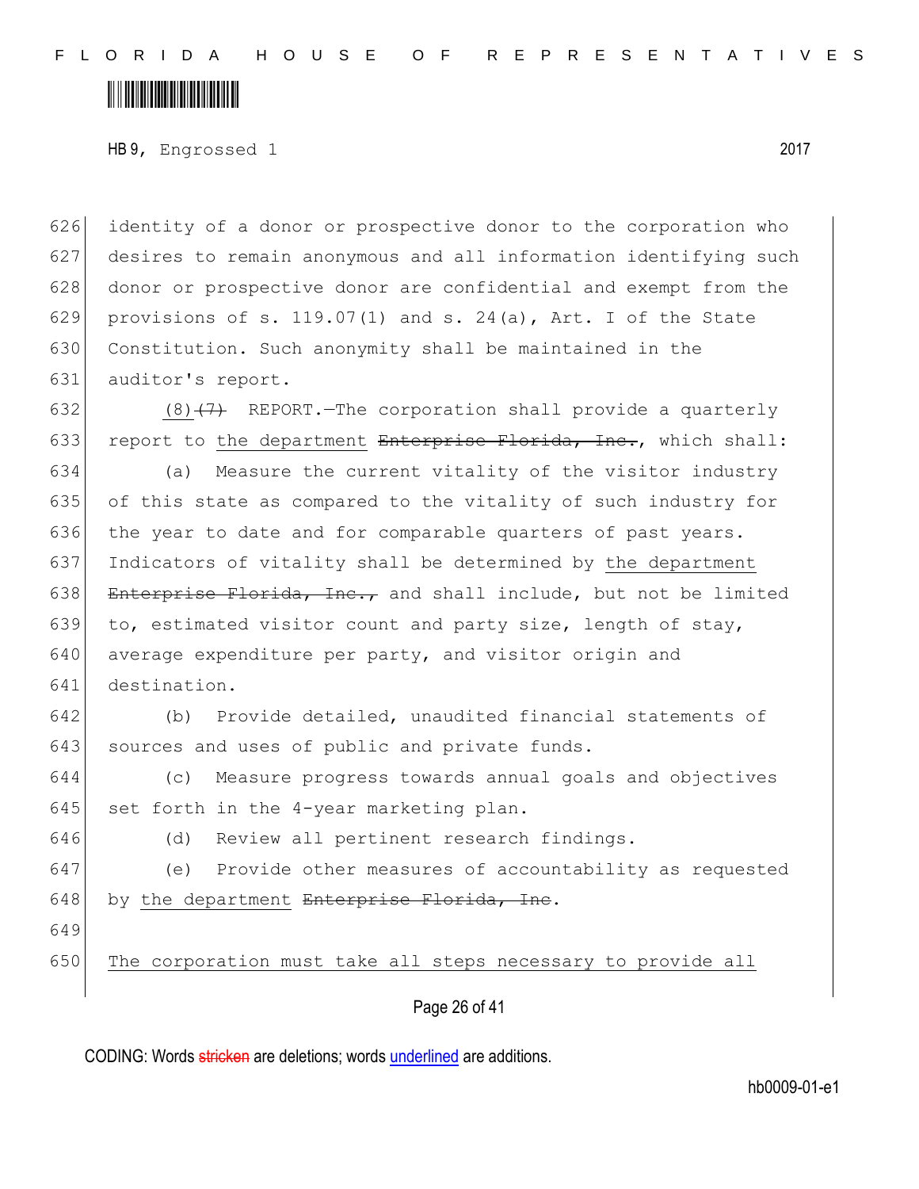identity of a donor or prospective donor to the corporation who desires to remain anonymous and all information identifying such donor or prospective donor are confidential and exempt from the provisions of s. 119.07(1) and s. 24(a), Art. I of the State Constitution. Such anonymity shall be maintained in the auditor's report.

<u>(8)</u>~~(7)~~ REPORT.—The corporation shall provide a quarterly report to <u>the department</u> ~~Enterprise Florida, Inc.~~, which shall:

(a) Measure the current vitality of the visitor industry of this state as compared to the vitality of such industry for the year to date and for comparable quarters of past years. Indicators of vitality shall be determined by <u>the department</u> ~~Enterprise Florida, Inc.,~~ and shall include, but not be limited to, estimated visitor count and party size, length of stay, average expenditure per party, and visitor origin and destination.

(b) Provide detailed, unaudited financial statements of sources and uses of public and private funds.

(c) Measure progress towards annual goals and objectives set forth in the 4-year marketing plan.

(d) Review all pertinent research findings.

(e) Provide other measures of accountability as requested by <u>the department</u> ~~Enterprise Florida, Inc~~.

<u>The corporation must take all steps necessary to provide all</u>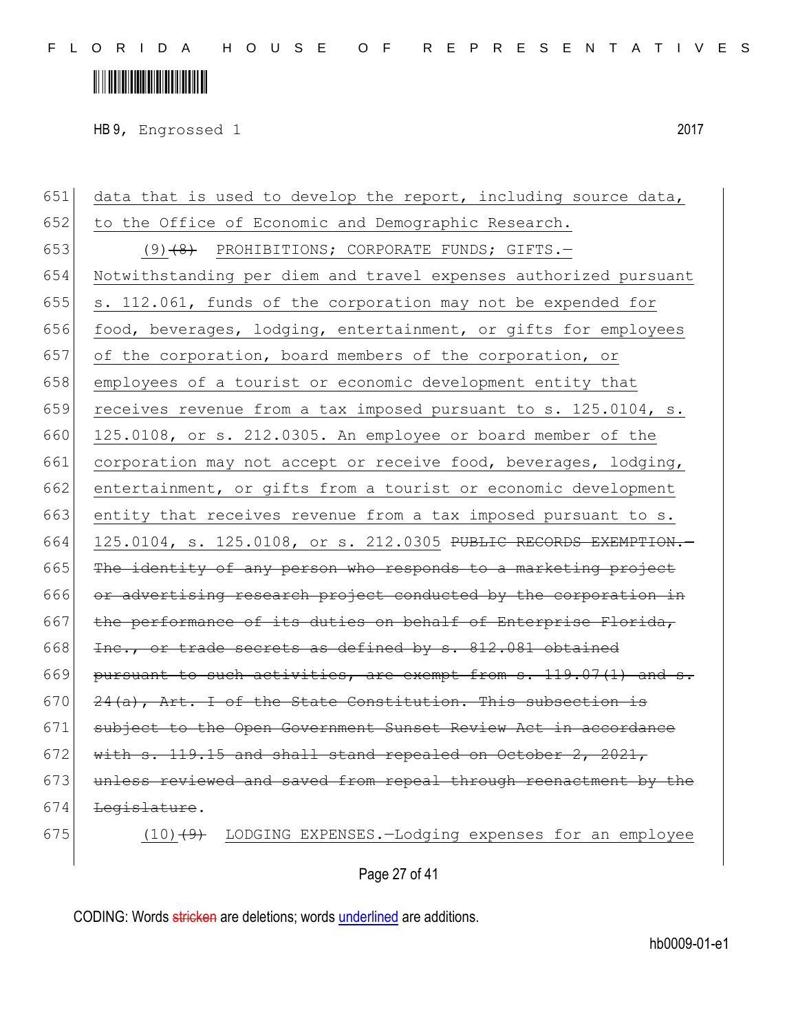HB 9, Engrossed 1 2017

651 data that is used to develop the report, including source data,
652 to the Office of Economic and Demographic Research.
653 (9) ~~(8)~~ PROHIBITIONS; CORPORATE FUNDS; GIFTS.—
654 Notwithstanding per diem and travel expenses authorized pursuant
655 s. 112.061, funds of the corporation may not be expended for
656 food, beverages, lodging, entertainment, or gifts for employees
657 of the corporation, board members of the corporation, or
658 employees of a tourist or economic development entity that
659 receives revenue from a tax imposed pursuant to s. 125.0104, s.
660 125.0108, or s. 212.0305. An employee or board member of the
661 corporation may not accept or receive food, beverages, lodging,
662 entertainment, or gifts from a tourist or economic development
663 entity that receives revenue from a tax imposed pursuant to s.
664 125.0104, s. 125.0108, or s. 212.0305 ~~PUBLIC RECORDS EXEMPTION.—~~
665 ~~The identity of any person who responds to a marketing project~~
666 ~~or advertising research project conducted by the corporation in~~
667 ~~the performance of its duties on behalf of Enterprise Florida,~~
668 ~~Inc., or trade secrets as defined by s. 812.081 obtained~~
669 ~~pursuant to such activities, are exempt from s. 119.07(1) and s.~~
670 ~~24(a), Art. I of the State Constitution. This subsection is~~
671 ~~subject to the Open Government Sunset Review Act in accordance~~
672 ~~with s. 119.15 and shall stand repealed on October 2, 2021,~~
673 ~~unless reviewed and saved from repeal through reenactment by the~~
674 ~~Legislature~~.
675 (10) ~~(9)~~ LODGING EXPENSES.—Lodging expenses for an employee

CODING: Words ~~stricken~~ are deletions; words underlined are additions.

hb0009-01-e1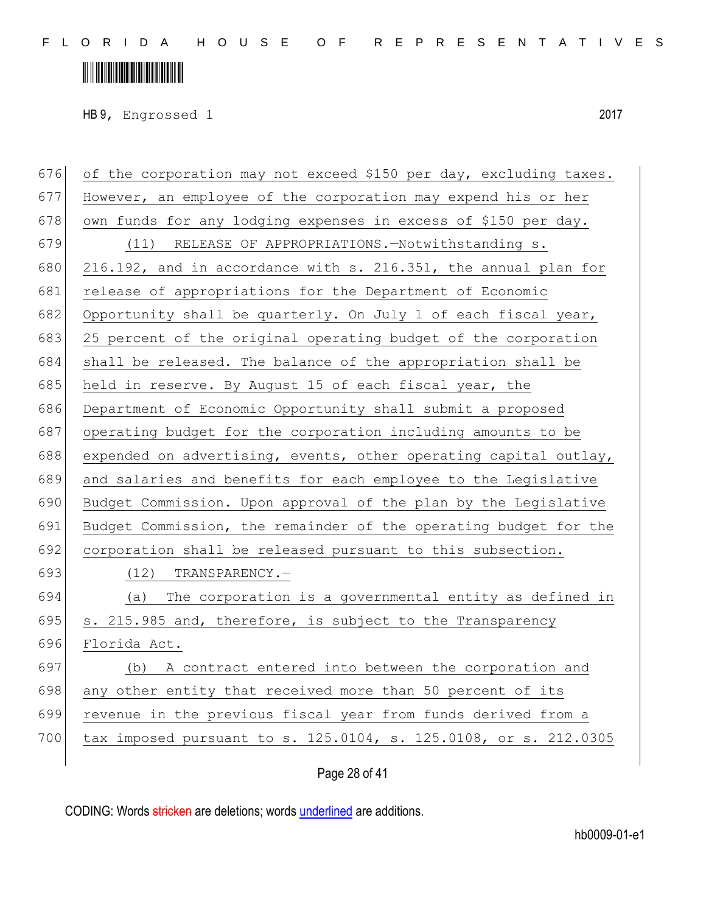of the corporation may not exceed $150 per day, excluding taxes. However, an employee of the corporation may expend his or her own funds for any lodging expenses in excess of $150 per day.

(11) RELEASE OF APPROPRIATIONS.—Notwithstanding s. 216.192, and in accordance with s. 216.351, the annual plan for release of appropriations for the Department of Economic Opportunity shall be quarterly. On July 1 of each fiscal year, 25 percent of the original operating budget of the corporation shall be released. The balance of the appropriation shall be held in reserve. By August 15 of each fiscal year, the Department of Economic Opportunity shall submit a proposed operating budget for the corporation including amounts to be expended on advertising, events, other operating capital outlay, and salaries and benefits for each employee to the Legislative Budget Commission. Upon approval of the plan by the Legislative Budget Commission, the remainder of the operating budget for the corporation shall be released pursuant to this subsection.

(12) TRANSPARENCY.—

(a) The corporation is a governmental entity as defined in s. 215.985 and, therefore, is subject to the Transparency Florida Act.

(b) A contract entered into between the corporation and any other entity that received more than 50 percent of its revenue in the previous fiscal year from funds derived from a tax imposed pursuant to s. 125.0104, s. 125.0108, or s. 212.0305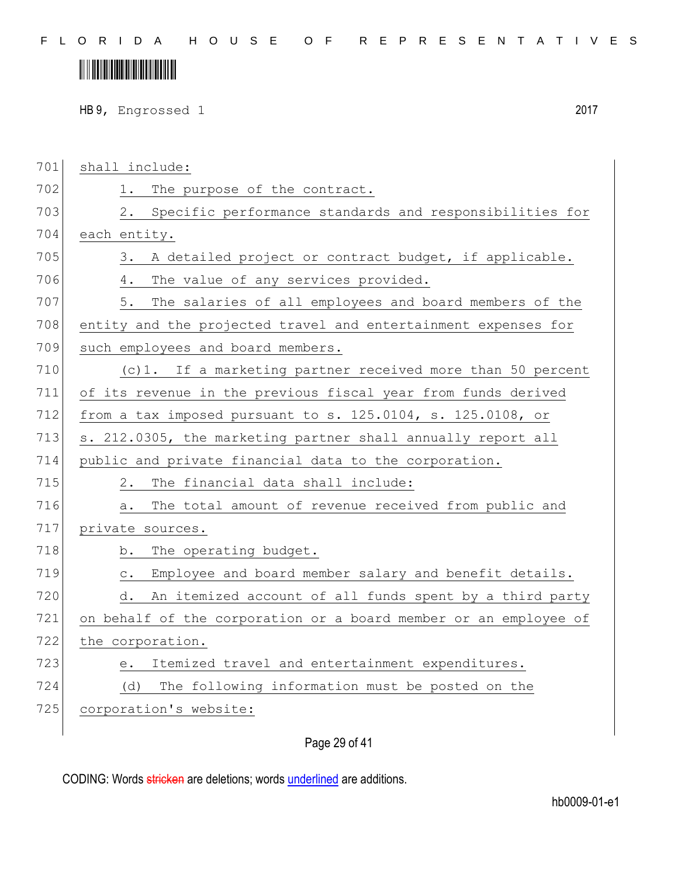shall include:

1. The purpose of the contract.

2. Specific performance standards and responsibilities for each entity.

3. A detailed project or contract budget, if applicable.

4. The value of any services provided.

5. The salaries of all employees and board members of the entity and the projected travel and entertainment expenses for such employees and board members.

(c)1. If a marketing partner received more than 50 percent of its revenue in the previous fiscal year from funds derived from a tax imposed pursuant to s. 125.0104, s. 125.0108, or s. 212.0305, the marketing partner shall annually report all public and private financial data to the corporation.

2. The financial data shall include:

a. The total amount of revenue received from public and private sources.

b. The operating budget.

c. Employee and board member salary and benefit details.

d. An itemized account of all funds spent by a third party on behalf of the corporation or a board member or an employee of the corporation.

e. Itemized travel and entertainment expenditures.

(d) The following information must be posted on the corporation's website: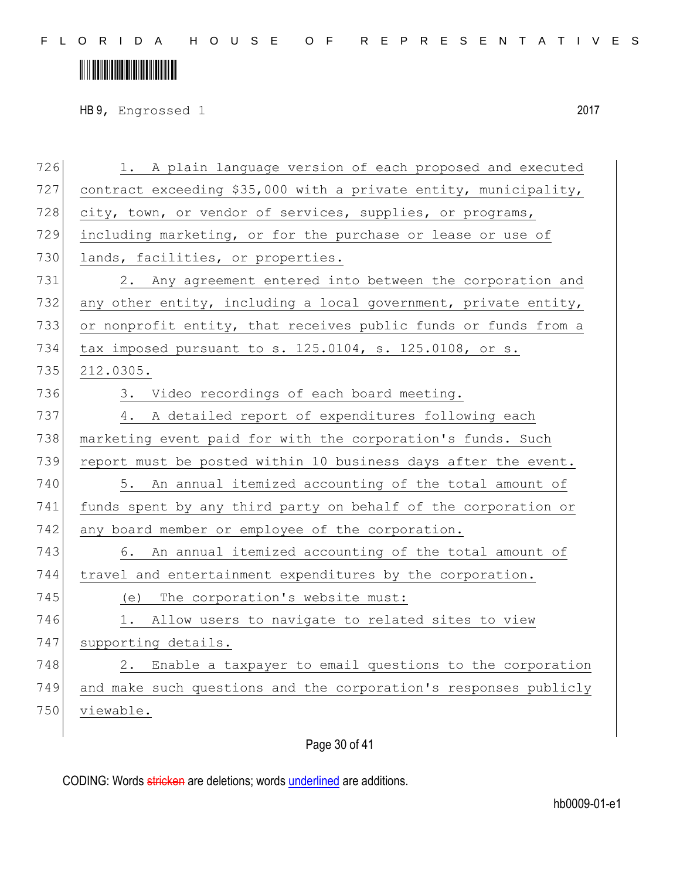1. A plain language version of each proposed and executed contract exceeding $35,000 with a private entity, municipality, city, town, or vendor of services, supplies, or programs, including marketing, or for the purchase or lease or use of lands, facilities, or properties.

2. Any agreement entered into between the corporation and any other entity, including a local government, private entity, or nonprofit entity, that receives public funds or funds from a tax imposed pursuant to s. 125.0104, s. 125.0108, or s. 212.0305.

3. Video recordings of each board meeting.

4. A detailed report of expenditures following each marketing event paid for with the corporation's funds. Such report must be posted within 10 business days after the event.

5. An annual itemized accounting of the total amount of funds spent by any third party on behalf of the corporation or any board member or employee of the corporation.

6. An annual itemized accounting of the total amount of travel and entertainment expenditures by the corporation.

(e) The corporation's website must:

1. Allow users to navigate to related sites to view supporting details.

2. Enable a taxpayer to email questions to the corporation and make such questions and the corporation's responses publicly viewable.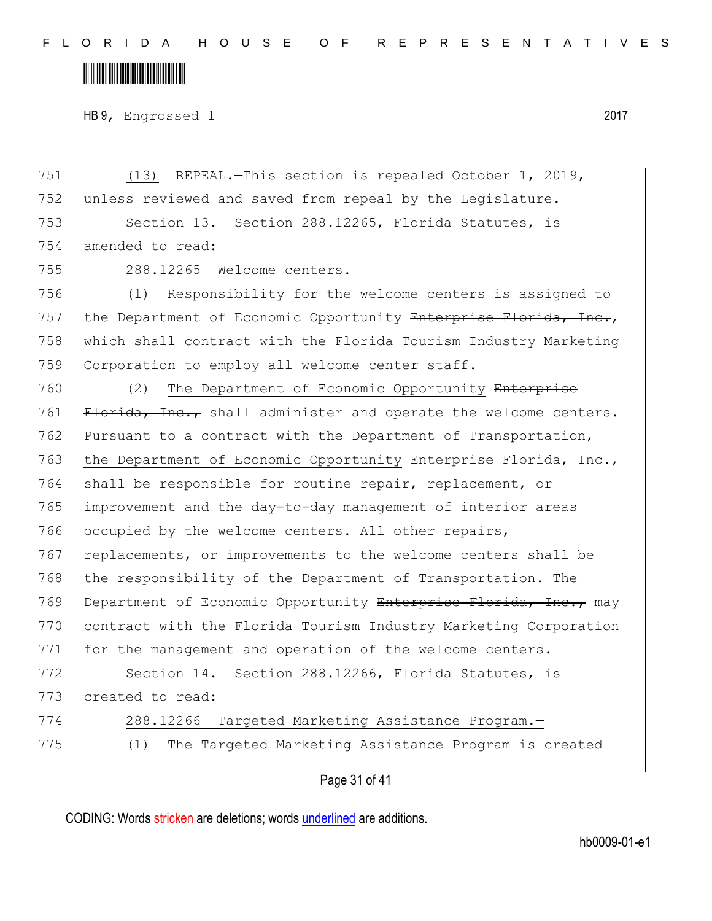(13) REPEAL.—This section is repealed October 1, 2019, unless reviewed and saved from repeal by the Legislature.

Section 13. Section 288.12265, Florida Statutes, is amended to read:

288.12265 Welcome centers.—

(1) Responsibility for the welcome centers is assigned to the Department of Economic Opportunity ~~Enterprise Florida, Inc.~~, which shall contract with the Florida Tourism Industry Marketing Corporation to employ all welcome center staff.

(2) The Department of Economic Opportunity ~~Enterprise Florida, Inc.,~~ shall administer and operate the welcome centers. Pursuant to a contract with the Department of Transportation, the Department of Economic Opportunity ~~Enterprise Florida, Inc.,~~ shall be responsible for routine repair, replacement, or improvement and the day-to-day management of interior areas occupied by the welcome centers. All other repairs, replacements, or improvements to the welcome centers shall be the responsibility of the Department of Transportation. The Department of Economic Opportunity ~~Enterprise Florida, Inc.,~~ may contract with the Florida Tourism Industry Marketing Corporation for the management and operation of the welcome centers.

Section 14. Section 288.12266, Florida Statutes, is created to read:

288.12266 Targeted Marketing Assistance Program.—

(1) The Targeted Marketing Assistance Program is created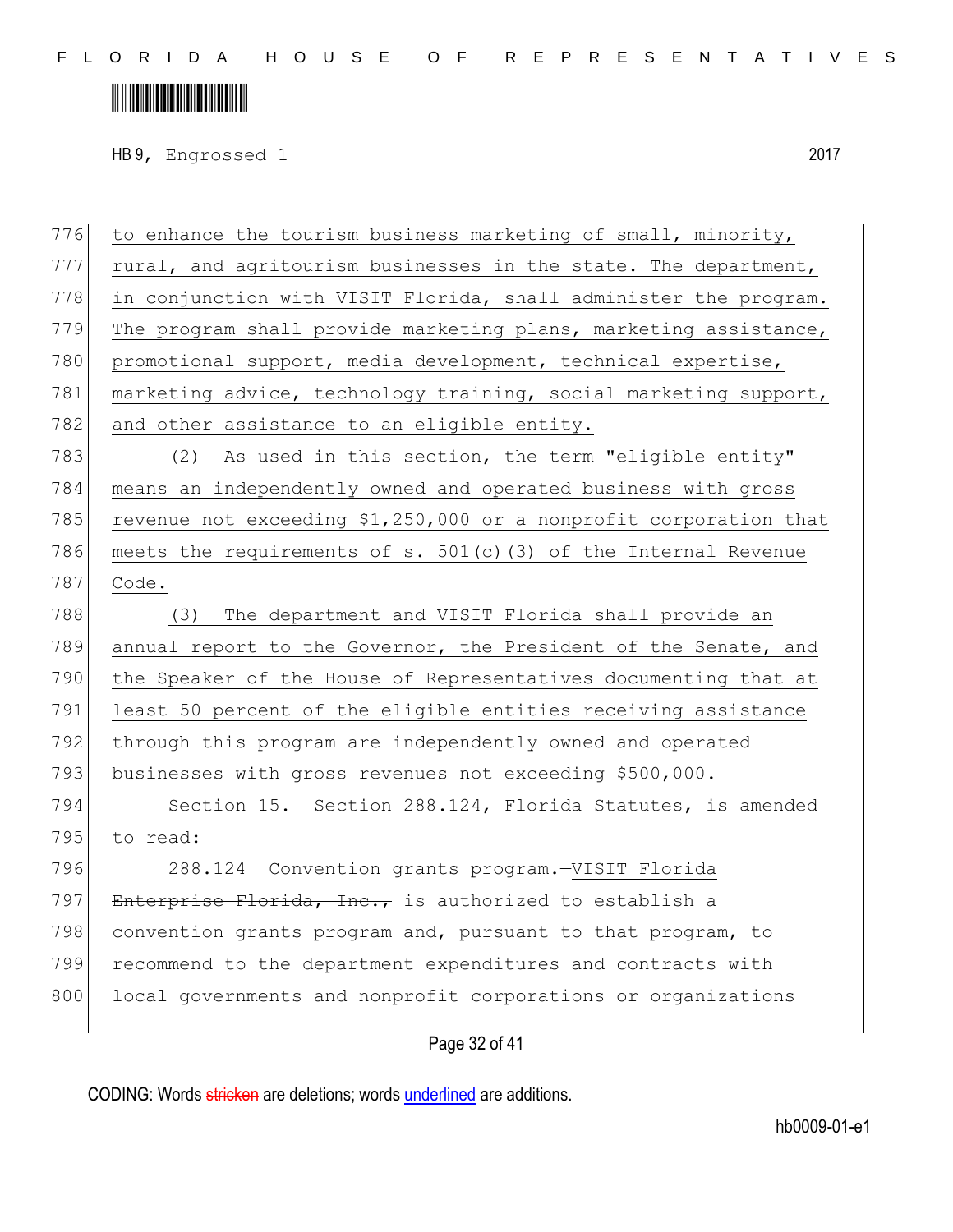to enhance the tourism business marketing of small, minority, rural, and agritourism businesses in the state. The department, in conjunction with VISIT Florida, shall administer the program. The program shall provide marketing plans, marketing assistance, promotional support, media development, technical expertise, marketing advice, technology training, social marketing support, and other assistance to an eligible entity.

(2) As used in this section, the term "eligible entity" means an independently owned and operated business with gross revenue not exceeding $1,250,000 or a nonprofit corporation that meets the requirements of s. 501(c)(3) of the Internal Revenue Code.

(3) The department and VISIT Florida shall provide an annual report to the Governor, the President of the Senate, and the Speaker of the House of Representatives documenting that at least 50 percent of the eligible entities receiving assistance through this program are independently owned and operated businesses with gross revenues not exceeding $500,000.

Section 15. Section 288.124, Florida Statutes, is amended to read:

288.124 Convention grants program.—VISIT Florida ~~Enterprise Florida, Inc.,~~ is authorized to establish a convention grants program and, pursuant to that program, to recommend to the department expenditures and contracts with local governments and nonprofit corporations or organizations

CODING: Words ~~stricken~~ are deletions; words underlined are additions.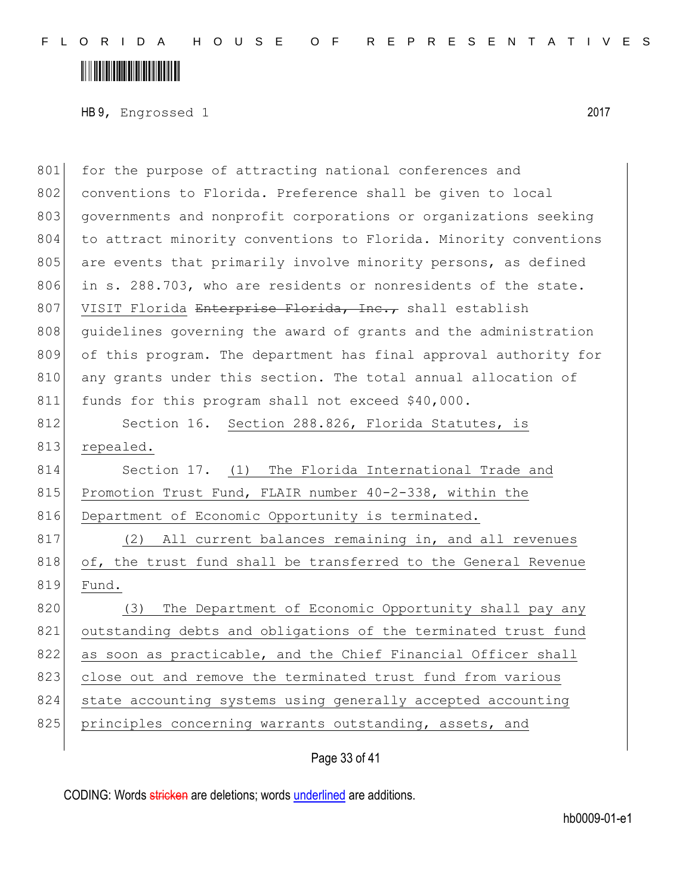801 for the purpose of attracting national conferences and
802 conventions to Florida. Preference shall be given to local
803 governments and nonprofit corporations or organizations seeking
804 to attract minority conventions to Florida. Minority conventions
805 are events that primarily involve minority persons, as defined
806 in s. 288.703, who are residents or nonresidents of the state.
807 <u>VISIT Florida</u> ~~Enterprise Florida, Inc.,~~ shall establish
808 guidelines governing the award of grants and the administration
809 of this program. The department has final approval authority for
810 any grants under this section. The total annual allocation of
811 funds for this program shall not exceed $40,000.

812 Section 16. <u>Section 288.826, Florida Statutes, is</u>
813 <u>repealed.</u>

814 Section 17. <u>(1) The Florida International Trade and</u>
815 <u>Promotion Trust Fund, FLAIR number 40-2-338, within the</u>
816 <u>Department of Economic Opportunity is terminated.</u>

817 <u>(2) All current balances remaining in, and all revenues</u>
818 <u>of, the trust fund shall be transferred to the General Revenue</u>
819 <u>Fund.</u>

820 <u>(3) The Department of Economic Opportunity shall pay any</u>
821 <u>outstanding debts and obligations of the terminated trust fund</u>
822 <u>as soon as practicable, and the Chief Financial Officer shall</u>
823 <u>close out and remove the terminated trust fund from various</u>
824 <u>state accounting systems using generally accepted accounting</u>
825 <u>principles concerning warrants outstanding, assets, and</u>

CODING: Words ~~stricken~~ are deletions; words <u>underlined</u> are additions.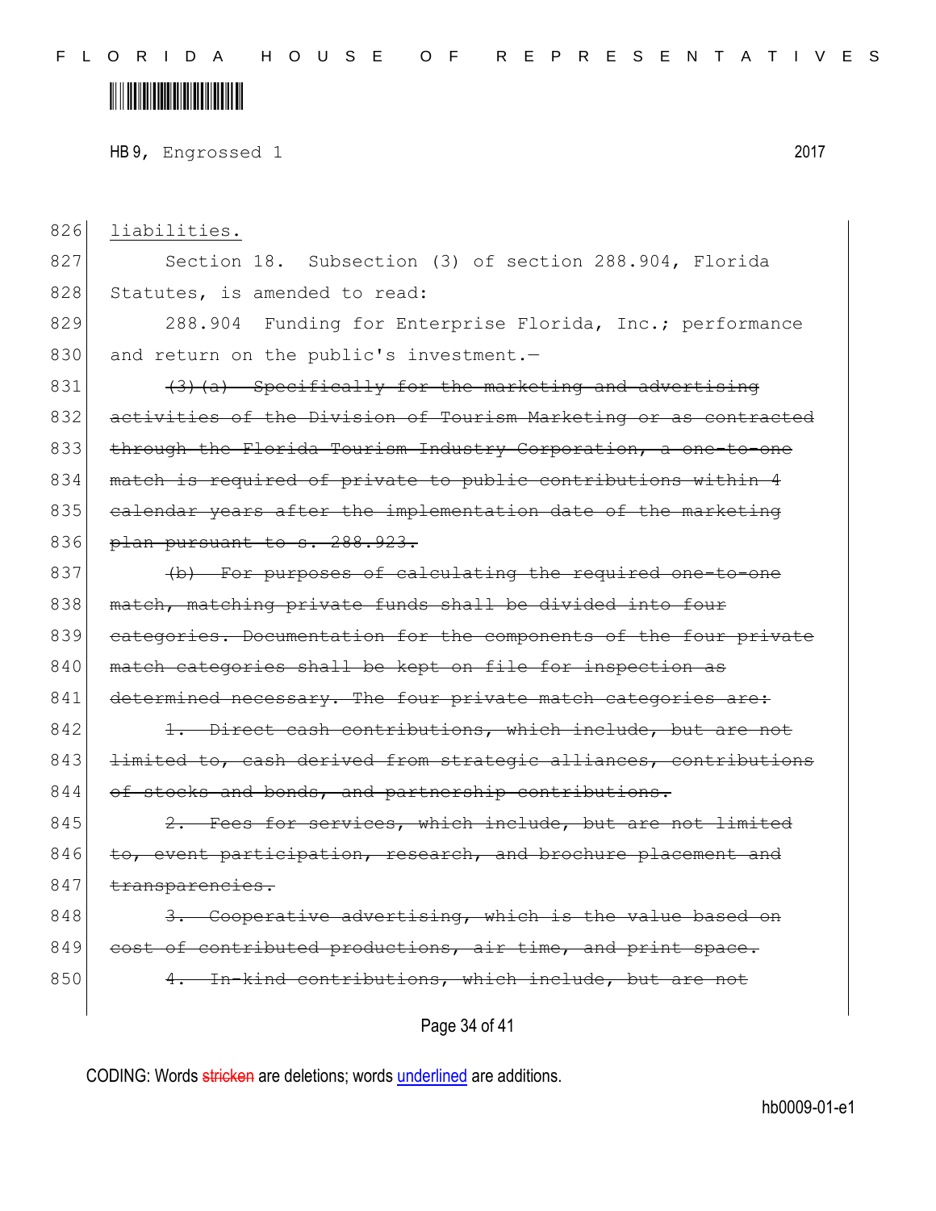826 <u>liabilities.</u>

827 Section 18. Subsection (3) of section 288.904, Florida
828 Statutes, is amended to read:

829 288.904 Funding for Enterprise Florida, Inc.; performance
830 and return on the public's investment.—

831 ~~(3)(a) Specifically for the marketing and advertising~~
832 ~~activities of the Division of Tourism Marketing or as contracted~~
833 ~~through the Florida Tourism Industry Corporation, a one-to-one~~
834 ~~match is required of private to public contributions within 4~~
835 ~~calendar years after the implementation date of the marketing~~
836 ~~plan pursuant to s. 288.923.~~

837 ~~(b) For purposes of calculating the required one-to-one~~
838 ~~match, matching private funds shall be divided into four~~
839 ~~categories. Documentation for the components of the four private~~
840 ~~match categories shall be kept on file for inspection as~~
841 ~~determined necessary. The four private match categories are:~~

842 ~~1. Direct cash contributions, which include, but are not~~
843 ~~limited to, cash derived from strategic alliances, contributions~~
844 ~~of stocks and bonds, and partnership contributions.~~

845 ~~2. Fees for services, which include, but are not limited~~
846 ~~to, event participation, research, and brochure placement and~~
847 ~~transparencies.~~

848 ~~3. Cooperative advertising, which is the value based on~~
849 ~~cost of contributed productions, air time, and print space.~~

850 ~~4. In-kind contributions, which include, but are not~~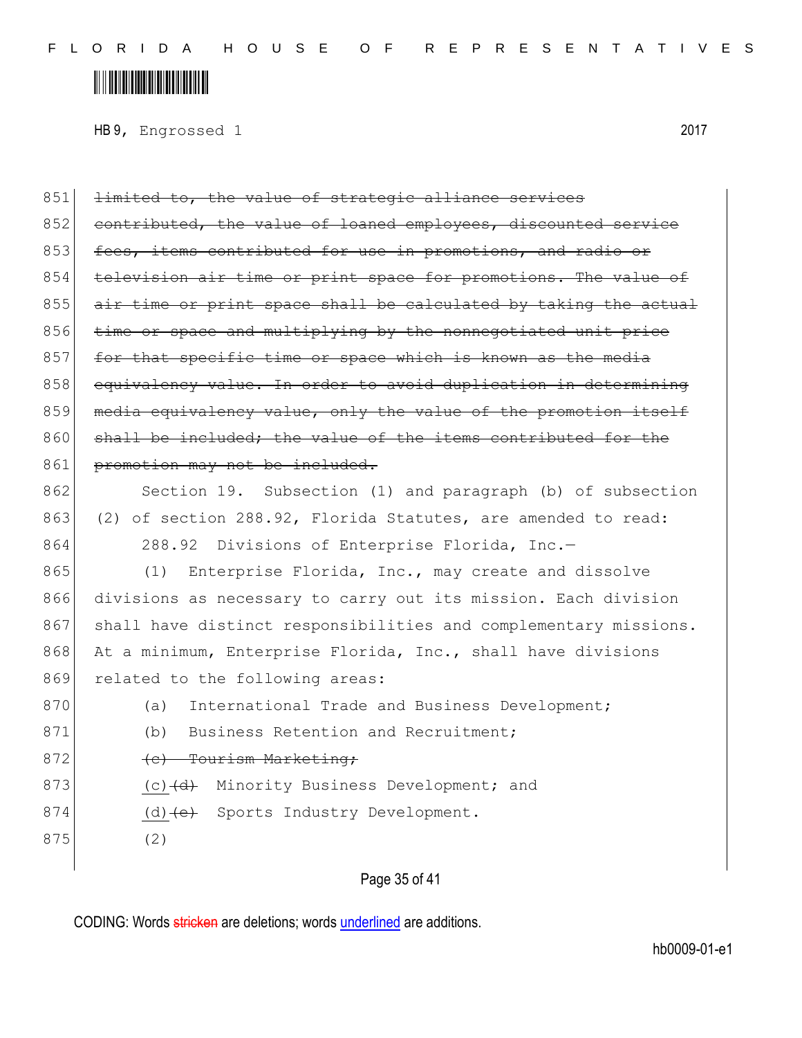~~limited to, the value of strategic alliance services contributed, the value of loaned employees, discounted service fees, items contributed for use in promotions, and radio or television air time or print space for promotions. The value of air time or print space shall be calculated by taking the actual time or space and multiplying by the nonnegotiated unit price for that specific time or space which is known as the media equivalency value. In order to avoid duplication in determining media equivalency value, only the value of the promotion itself shall be included; the value of the items contributed for the promotion may not be included.~~

Section 19. Subsection (1) and paragraph (b) of subsection (2) of section 288.92, Florida Statutes, are amended to read:

288.92 Divisions of Enterprise Florida, Inc.—

(1) Enterprise Florida, Inc., may create and dissolve divisions as necessary to carry out its mission. Each division shall have distinct responsibilities and complementary missions. At a minimum, Enterprise Florida, Inc., shall have divisions related to the following areas:

(a) International Trade and Business Development;

(b) Business Retention and Recruitment;

~~(c) Tourism Marketing;~~

<u>(c)</u>~~(d)~~ Minority Business Development; and

<u>(d)</u>~~(e)~~ Sports Industry Development.

(2)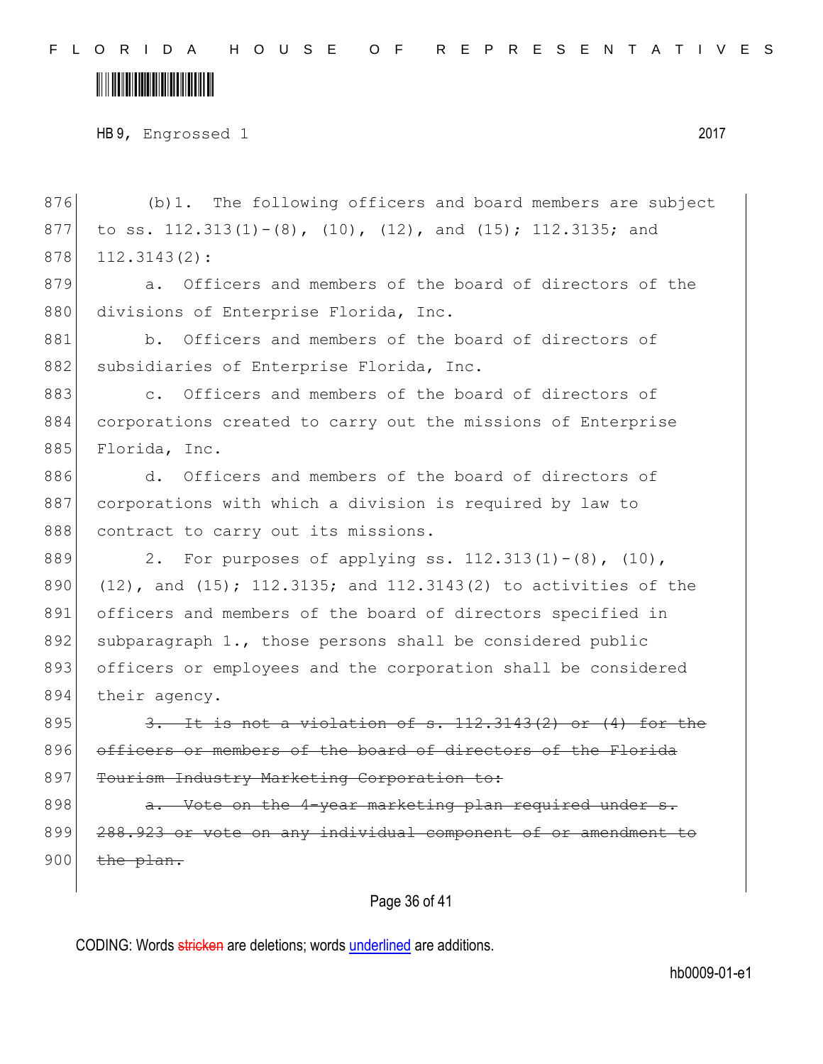(b)1. The following officers and board members are subject to ss. 112.313(1)-(8), (10), (12), and (15); 112.3135; and 112.3143(2):

a. Officers and members of the board of directors of the divisions of Enterprise Florida, Inc.

b. Officers and members of the board of directors of subsidiaries of Enterprise Florida, Inc.

c. Officers and members of the board of directors of corporations created to carry out the missions of Enterprise Florida, Inc.

d. Officers and members of the board of directors of corporations with which a division is required by law to contract to carry out its missions.

2. For purposes of applying ss. 112.313(1)-(8), (10), (12), and (15); 112.3135; and 112.3143(2) to activities of the officers and members of the board of directors specified in subparagraph 1., those persons shall be considered public officers or employees and the corporation shall be considered their agency.

~~3. It is not a violation of s. 112.3143(2) or (4) for the officers or members of the board of directors of the Florida Tourism Industry Marketing Corporation to:~~

~~a. Vote on the 4-year marketing plan required under s. 288.923 or vote on any individual component of or amendment to the plan.~~

CODING: Words ~~stricken~~ are deletions; words underlined are additions.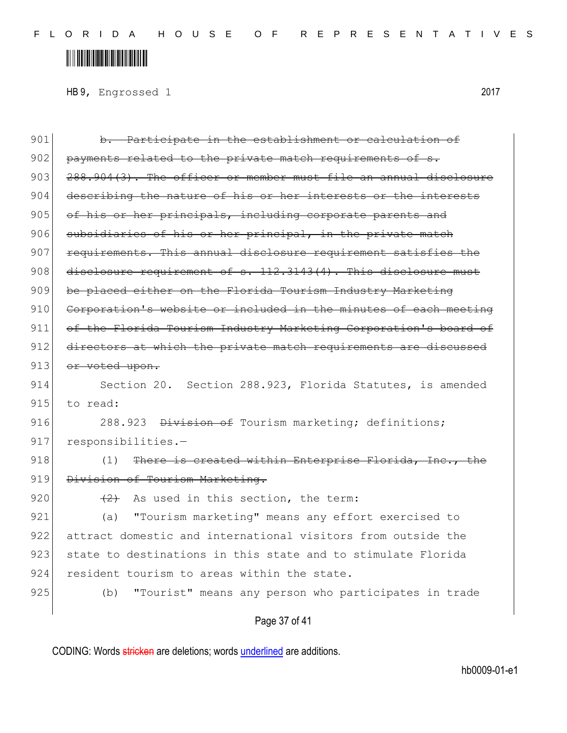901 ~~b. Participate in the establishment or calculation of~~
902 ~~payments related to the private match requirements of s.~~
903 ~~288.904(3). The officer or member must file an annual disclosure~~
904 ~~describing the nature of his or her interests or the interests~~
905 ~~of his or her principals, including corporate parents and~~
906 ~~subsidiaries of his or her principal, in the private match~~
907 ~~requirements. This annual disclosure requirement satisfies the~~
908 ~~disclosure requirement of s. 112.3143(4). This disclosure must~~
909 ~~be placed either on the Florida Tourism Industry Marketing~~
910 ~~Corporation's website or included in the minutes of each meeting~~
911 ~~of the Florida Tourism Industry Marketing Corporation's board of~~
912 ~~directors at which the private match requirements are discussed~~
913 ~~or voted upon.~~
914 Section 20. Section 288.923, Florida Statutes, is amended
915 to read:
916 288.923 ~~Division of~~ Tourism marketing; definitions;
917 responsibilities.—
918 (1) ~~There is created within Enterprise Florida, Inc., the~~
919 ~~Division of Tourism Marketing.~~
920 ~~(2)~~ As used in this section, the term:
921 (a) "Tourism marketing" means any effort exercised to
922 attract domestic and international visitors from outside the
923 state to destinations in this state and to stimulate Florida
924 resident tourism to areas within the state.
925 (b) "Tourist" means any person who participates in trade

CODING: Words ~~stricken~~ are deletions; words underlined are additions.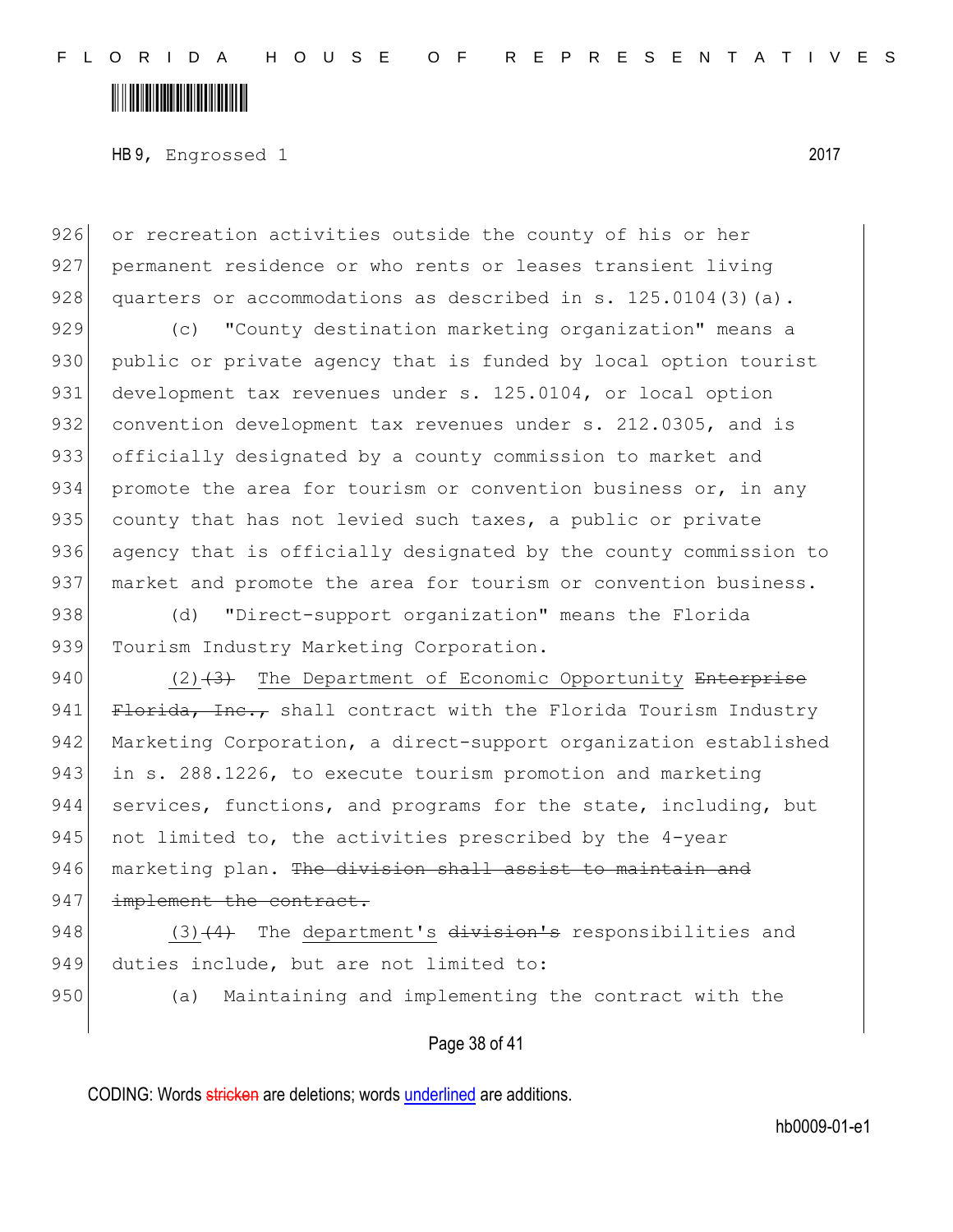or recreation activities outside the county of his or her permanent residence or who rents or leases transient living quarters or accommodations as described in s. 125.0104(3)(a).

(c) "County destination marketing organization" means a public or private agency that is funded by local option tourist development tax revenues under s. 125.0104, or local option convention development tax revenues under s. 212.0305, and is officially designated by a county commission to market and promote the area for tourism or convention business or, in any county that has not levied such taxes, a public or private agency that is officially designated by the county commission to market and promote the area for tourism or convention business.

(d) "Direct-support organization" means the Florida Tourism Industry Marketing Corporation.

<u>(2)</u>~~(3)~~ <u>The Department of Economic Opportunity</u> ~~Enterprise Florida, Inc.,~~ shall contract with the Florida Tourism Industry Marketing Corporation, a direct-support organization established in s. 288.1226, to execute tourism promotion and marketing services, functions, and programs for the state, including, but not limited to, the activities prescribed by the 4-year marketing plan. ~~The division shall assist to maintain and implement the contract.~~

<u>(3)</u>~~(4)~~ The <u>department's</u> ~~division's~~ responsibilities and duties include, but are not limited to:

(a) Maintaining and implementing the contract with the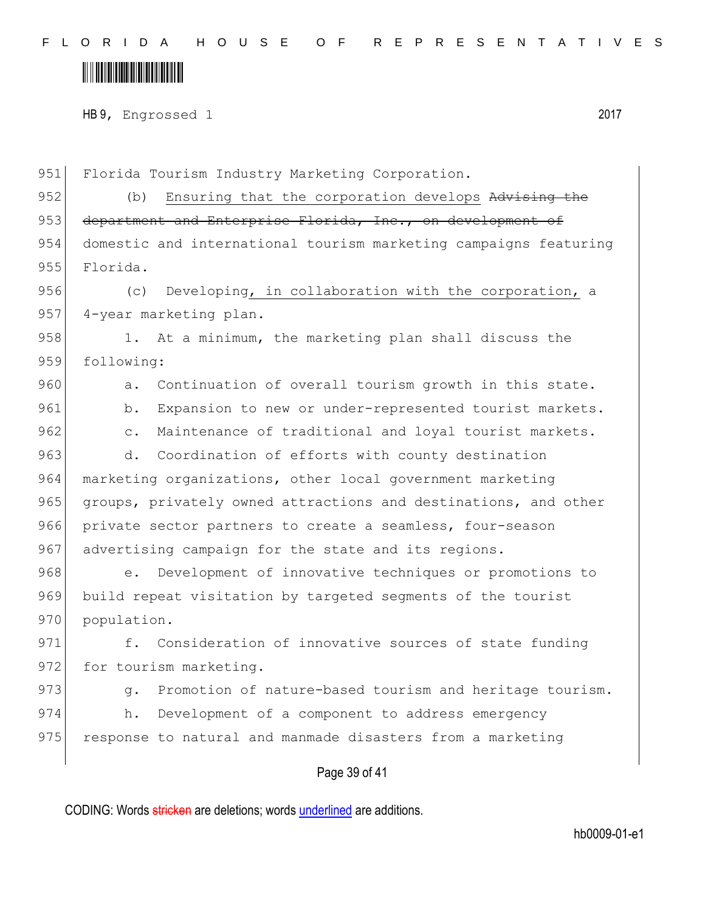951 Florida Tourism Industry Marketing Corporation.

952 (b) Ensuring that the corporation develops ~~Advising the~~

953 ~~department and Enterprise Florida, Inc., on development of~~

954 domestic and international tourism marketing campaigns featuring

955 Florida.

956 (c) Developing, in collaboration with the corporation, a

957 4-year marketing plan.

958 1. At a minimum, the marketing plan shall discuss the

959 following:

960 a. Continuation of overall tourism growth in this state.

961 b. Expansion to new or under-represented tourist markets.

962 c. Maintenance of traditional and loyal tourist markets.

963 d. Coordination of efforts with county destination

964 marketing organizations, other local government marketing

965 groups, privately owned attractions and destinations, and other

966 private sector partners to create a seamless, four-season

967 advertising campaign for the state and its regions.

968 e. Development of innovative techniques or promotions to

969 build repeat visitation by targeted segments of the tourist

970 population.

971 f. Consideration of innovative sources of state funding

972 for tourism marketing.

973 g. Promotion of nature-based tourism and heritage tourism.

974 h. Development of a component to address emergency

975 response to natural and manmade disasters from a marketing

CODING: Words ~~stricken~~ are deletions; words underlined are additions.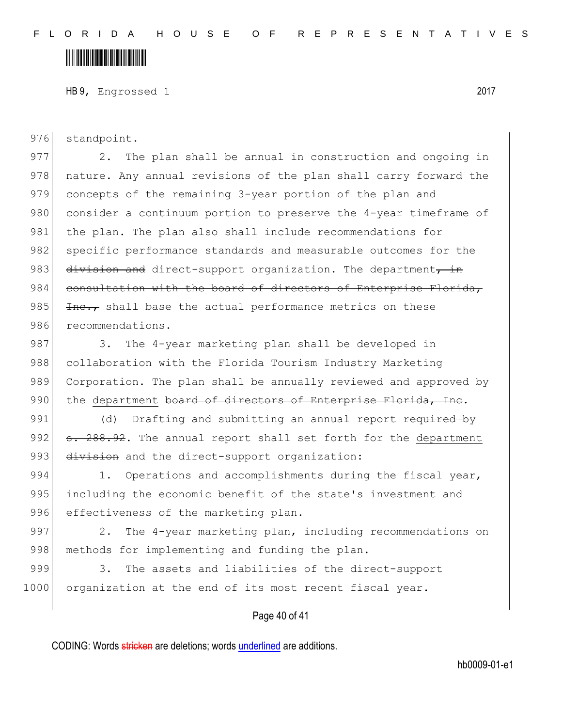standpoint.

2. The plan shall be annual in construction and ongoing in nature. Any annual revisions of the plan shall carry forward the concepts of the remaining 3-year portion of the plan and consider a continuum portion to preserve the 4-year timeframe of the plan. The plan also shall include recommendations for specific performance standards and measurable outcomes for the ~~division and~~ direct-support organization. The department~~, in consultation with the board of directors of Enterprise Florida, Inc.,~~ shall base the actual performance metrics on these recommendations.

3. The 4-year marketing plan shall be developed in collaboration with the Florida Tourism Industry Marketing Corporation. The plan shall be annually reviewed and approved by the <u>department</u> ~~board of directors of Enterprise Florida, Inc~~.

(d) Drafting and submitting an annual report ~~required by s. 288.92~~. The annual report shall set forth for the <u>department</u> ~~division~~ and the direct-support organization:

1. Operations and accomplishments during the fiscal year, including the economic benefit of the state's investment and effectiveness of the marketing plan.

2. The 4-year marketing plan, including recommendations on methods for implementing and funding the plan.

3. The assets and liabilities of the direct-support organization at the end of its most recent fiscal year.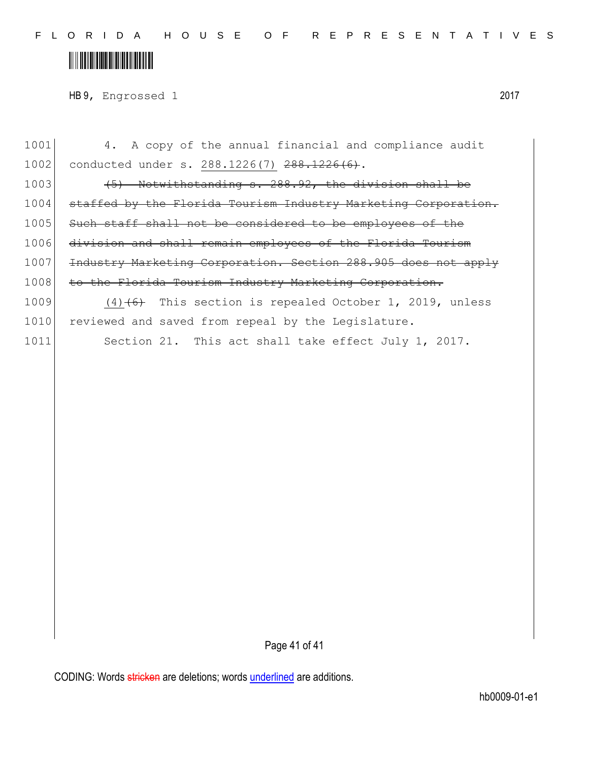4. A copy of the annual financial and compliance audit conducted under s. 288.1226(7) ~~288.1226(6)~~.

~~(5) Notwithstanding s. 288.92, the division shall be staffed by the Florida Tourism Industry Marketing Corporation. Such staff shall not be considered to be employees of the division and shall remain employees of the Florida Tourism Industry Marketing Corporation. Section 288.905 does not apply to the Florida Tourism Industry Marketing Corporation.~~

(4)~~(6)~~ This section is repealed October 1, 2019, unless reviewed and saved from repeal by the Legislature.

Section 21. This act shall take effect July 1, 2017.